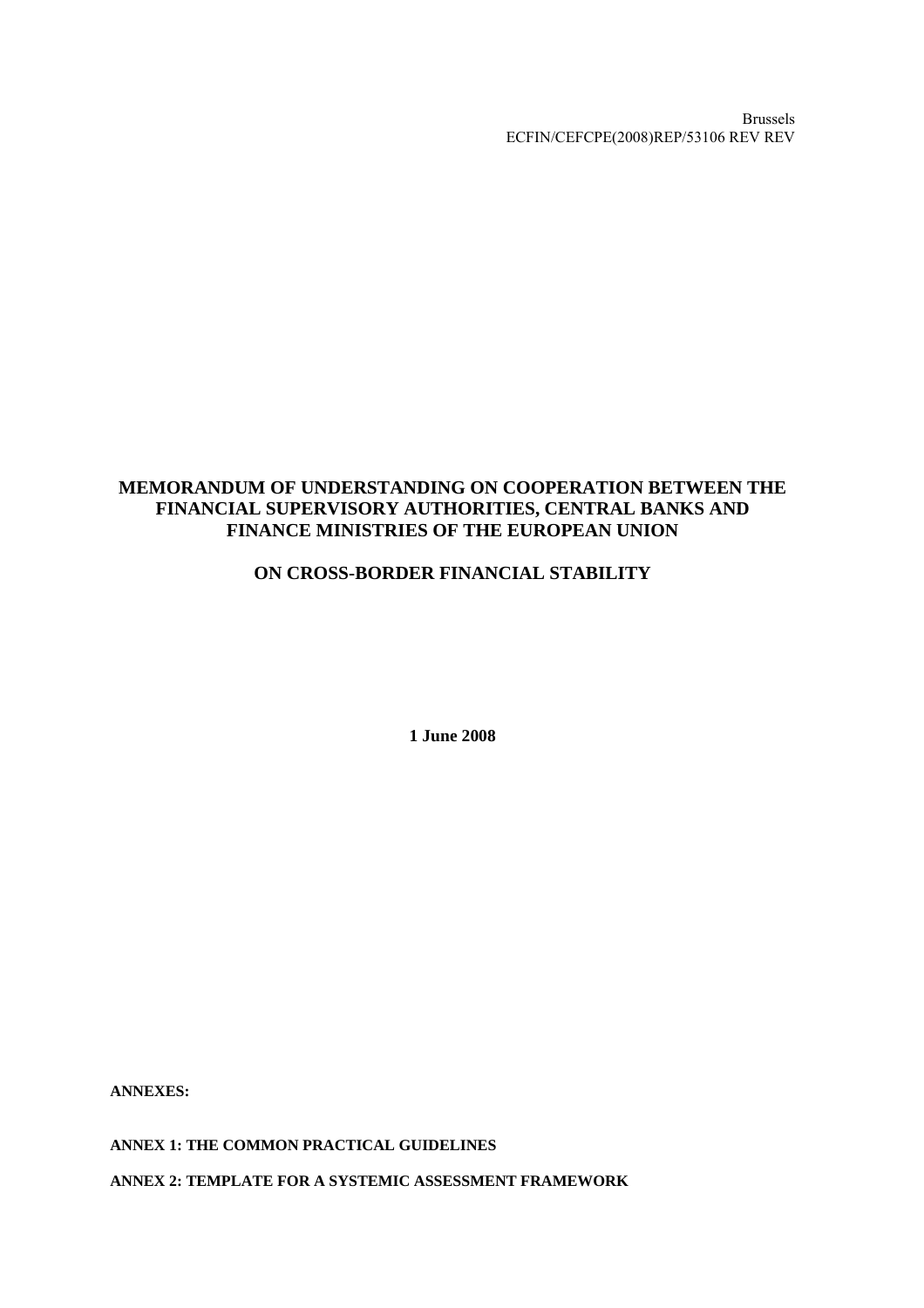Brussels
ECFIN/CEFCPE(2008)REP/53106 REV REV

# MEMORANDUM OF UNDERSTANDING ON COOPERATION BETWEEN THE FINANCIAL SUPERVISORY AUTHORITIES, CENTRAL BANKS AND FINANCE MINISTRIES OF THE EUROPEAN UNION

## ON CROSS-BORDER FINANCIAL STABILITY

**1 June 2008**

**ANNEXES:**

**ANNEX 1: THE COMMON PRACTICAL GUIDELINES**

**ANNEX 2: TEMPLATE FOR A SYSTEMIC ASSESSMENT FRAMEWORK**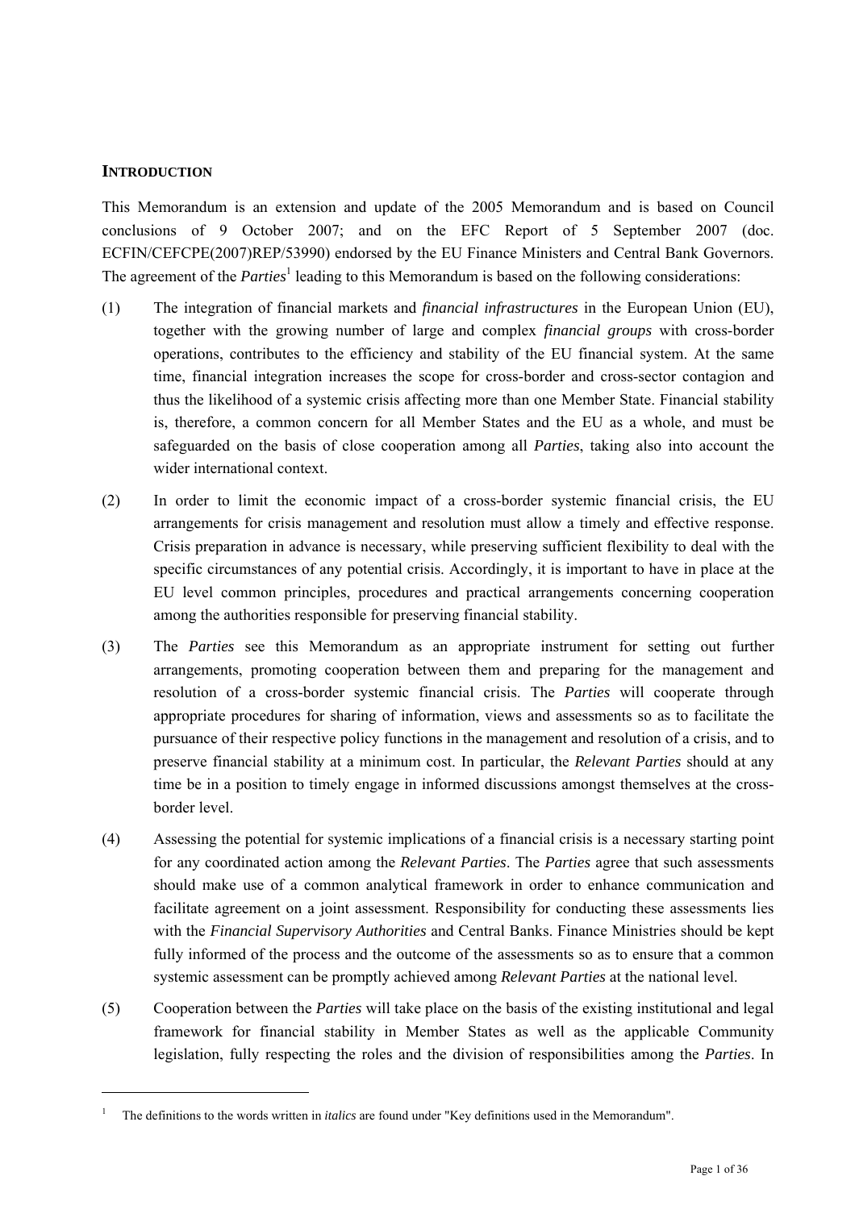## INTRODUCTION

This Memorandum is an extension and update of the 2005 Memorandum and is based on Council conclusions of 9 October 2007; and on the EFC Report of 5 September 2007 (doc. ECFIN/CEFCPE(2007)REP/53990) endorsed by the EU Finance Ministers and Central Bank Governors. The agreement of the *Parties*[1] leading to this Memorandum is based on the following considerations:

(1) The integration of financial markets and *financial infrastructures* in the European Union (EU), together with the growing number of large and complex *financial groups* with cross-border operations, contributes to the efficiency and stability of the EU financial system. At the same time, financial integration increases the scope for cross-border and cross-sector contagion and thus the likelihood of a systemic crisis affecting more than one Member State. Financial stability is, therefore, a common concern for all Member States and the EU as a whole, and must be safeguarded on the basis of close cooperation among all *Parties*, taking also into account the wider international context.

(2) In order to limit the economic impact of a cross-border systemic financial crisis, the EU arrangements for crisis management and resolution must allow a timely and effective response. Crisis preparation in advance is necessary, while preserving sufficient flexibility to deal with the specific circumstances of any potential crisis. Accordingly, it is important to have in place at the EU level common principles, procedures and practical arrangements concerning cooperation among the authorities responsible for preserving financial stability.

(3) The *Parties* see this Memorandum as an appropriate instrument for setting out further arrangements, promoting cooperation between them and preparing for the management and resolution of a cross-border systemic financial crisis. The *Parties* will cooperate through appropriate procedures for sharing of information, views and assessments so as to facilitate the pursuance of their respective policy functions in the management and resolution of a crisis, and to preserve financial stability at a minimum cost. In particular, the *Relevant Parties* should at any time be in a position to timely engage in informed discussions amongst themselves at the cross-border level.

(4) Assessing the potential for systemic implications of a financial crisis is a necessary starting point for any coordinated action among the *Relevant Parties*. The *Parties* agree that such assessments should make use of a common analytical framework in order to enhance communication and facilitate agreement on a joint assessment. Responsibility for conducting these assessments lies with the *Financial Supervisory Authorities* and Central Banks. Finance Ministries should be kept fully informed of the process and the outcome of the assessments so as to ensure that a common systemic assessment can be promptly achieved among *Relevant Parties* at the national level.

(5) Cooperation between the *Parties* will take place on the basis of the existing institutional and legal framework for financial stability in Member States as well as the applicable Community legislation, fully respecting the roles and the division of responsibilities among the *Parties*. In

[1] The definitions to the words written in *italics* are found under "Key definitions used in the Memorandum".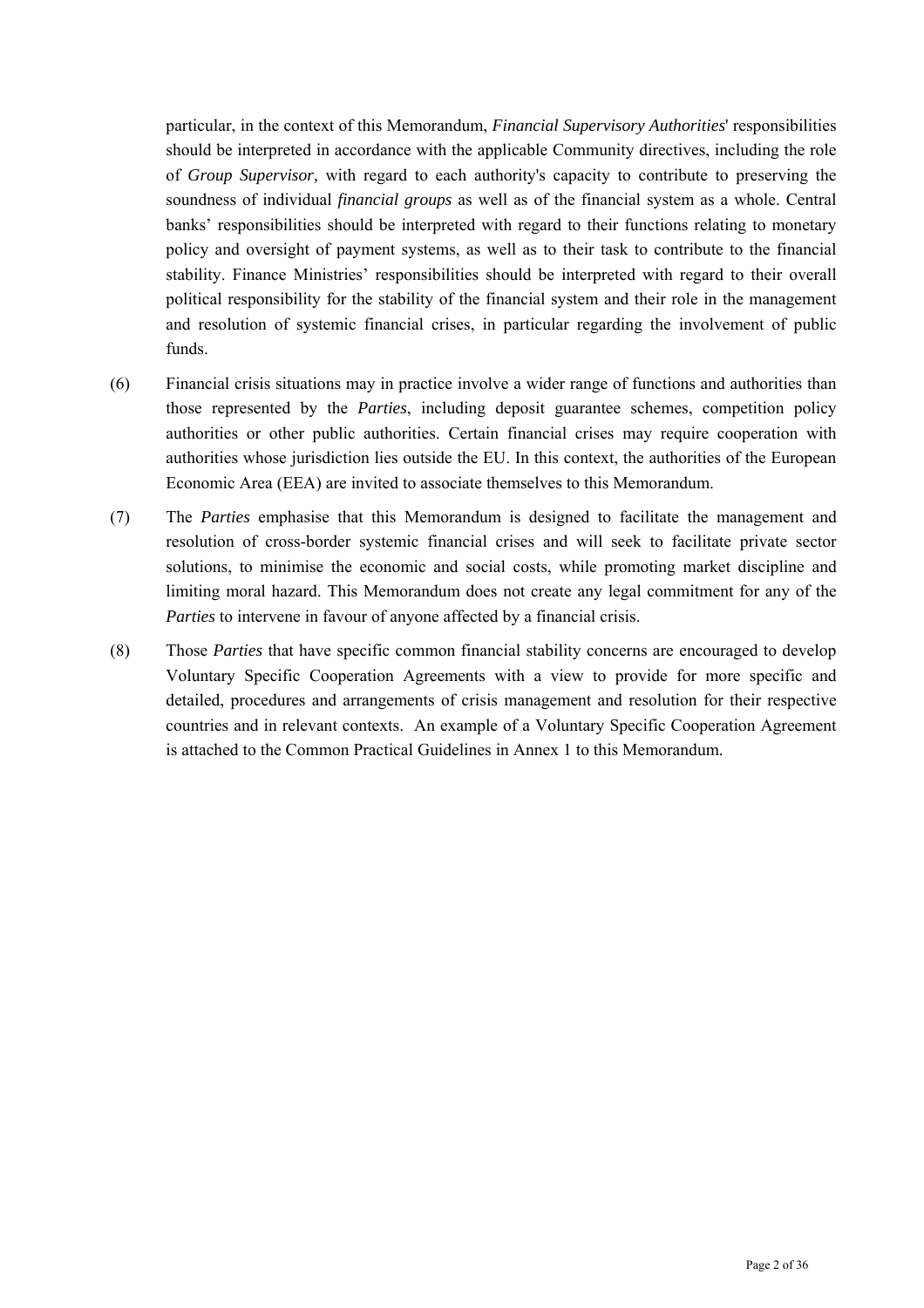particular, in the context of this Memorandum, *Financial Supervisory Authorities*' responsibilities should be interpreted in accordance with the applicable Community directives, including the role of *Group Supervisor,* with regard to each authority's capacity to contribute to preserving the soundness of individual *financial groups* as well as of the financial system as a whole. Central banks' responsibilities should be interpreted with regard to their functions relating to monetary policy and oversight of payment systems, as well as to their task to contribute to the financial stability. Finance Ministries' responsibilities should be interpreted with regard to their overall political responsibility for the stability of the financial system and their role in the management and resolution of systemic financial crises, in particular regarding the involvement of public funds.

(6) Financial crisis situations may in practice involve a wider range of functions and authorities than those represented by the *Parties*, including deposit guarantee schemes, competition policy authorities or other public authorities. Certain financial crises may require cooperation with authorities whose jurisdiction lies outside the EU. In this context, the authorities of the European Economic Area (EEA) are invited to associate themselves to this Memorandum.

(7) The *Parties* emphasise that this Memorandum is designed to facilitate the management and resolution of cross-border systemic financial crises and will seek to facilitate private sector solutions, to minimise the economic and social costs, while promoting market discipline and limiting moral hazard. This Memorandum does not create any legal commitment for any of the *Parties* to intervene in favour of anyone affected by a financial crisis.

(8) Those *Parties* that have specific common financial stability concerns are encouraged to develop Voluntary Specific Cooperation Agreements with a view to provide for more specific and detailed, procedures and arrangements of crisis management and resolution for their respective countries and in relevant contexts. An example of a Voluntary Specific Cooperation Agreement is attached to the Common Practical Guidelines in Annex 1 to this Memorandum.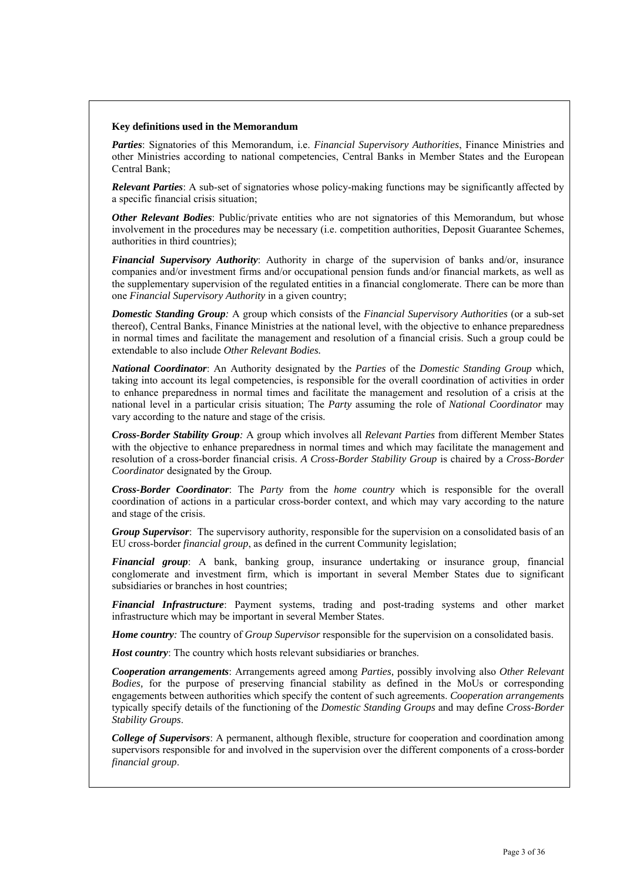**Key definitions used in the Memorandum**

***Parties***: Signatories of this Memorandum, i.e. *Financial Supervisory Authorities*, Finance Ministries and other Ministries according to national competencies, Central Banks in Member States and the European Central Bank;

***Relevant Parties***: A sub-set of signatories whose policy-making functions may be significantly affected by a specific financial crisis situation;

***Other Relevant Bodies***: Public/private entities who are not signatories of this Memorandum, but whose involvement in the procedures may be necessary (i.e. competition authorities, Deposit Guarantee Schemes, authorities in third countries);

***Financial Supervisory Authority***: Authority in charge of the supervision of banks and/or, insurance companies and/or investment firms and/or occupational pension funds and/or financial markets, as well as the supplementary supervision of the regulated entities in a financial conglomerate. There can be more than one *Financial Supervisory Authority* in a given country;

***Domestic Standing Group****:* A group which consists of the *Financial Supervisory Authorities* (or a sub-set thereof), Central Banks, Finance Ministries at the national level, with the objective to enhance preparedness in normal times and facilitate the management and resolution of a financial crisis. Such a group could be extendable to also include *Other Relevant Bodies.*

***National Coordinator***: An Authority designated by the *Parties* of the *Domestic Standing Group* which, taking into account its legal competencies, is responsible for the overall coordination of activities in order to enhance preparedness in normal times and facilitate the management and resolution of a crisis at the national level in a particular crisis situation; The *Party* assuming the role of *National Coordinator* may vary according to the nature and stage of the crisis.

***Cross-Border Stability Group****:* A group which involves all *Relevant Parties* from different Member States with the objective to enhance preparedness in normal times and which may facilitate the management and resolution of a cross-border financial crisis. *A Cross-Border Stability Group* is chaired by a *Cross-Border Coordinator* designated by the Group*.*

***Cross-Border Coordinator***: The *Party* from the *home country* which is responsible for the overall coordination of actions in a particular cross-border context, and which may vary according to the nature and stage of the crisis.

***Group Supervisor***: The supervisory authority, responsible for the supervision on a consolidated basis of an EU cross-border *financial group*, as defined in the current Community legislation;

***Financial group***: A bank, banking group, insurance undertaking or insurance group, financial conglomerate and investment firm, which is important in several Member States due to significant subsidiaries or branches in host countries;

***Financial Infrastructure***: Payment systems, trading and post-trading systems and other market infrastructure which may be important in several Member States.

***Home country****:* The country of *Group Supervisor* responsible for the supervision on a consolidated basis.

***Host country***: The country which hosts relevant subsidiaries or branches.

***Cooperation arrangements***: Arrangements agreed among *Parties,* possibly involving also *Other Relevant Bodies,* for the purpose of preserving financial stability as defined in the MoUs or corresponding engagements between authorities which specify the content of such agreements. *Cooperation arrangements* typically specify details of the functioning of the *Domestic Standing Groups* and may define *Cross-Border Stability Groups*.

***College of Supervisors***: A permanent, although flexible, structure for cooperation and coordination among supervisors responsible for and involved in the supervision over the different components of a cross-border *financial group*.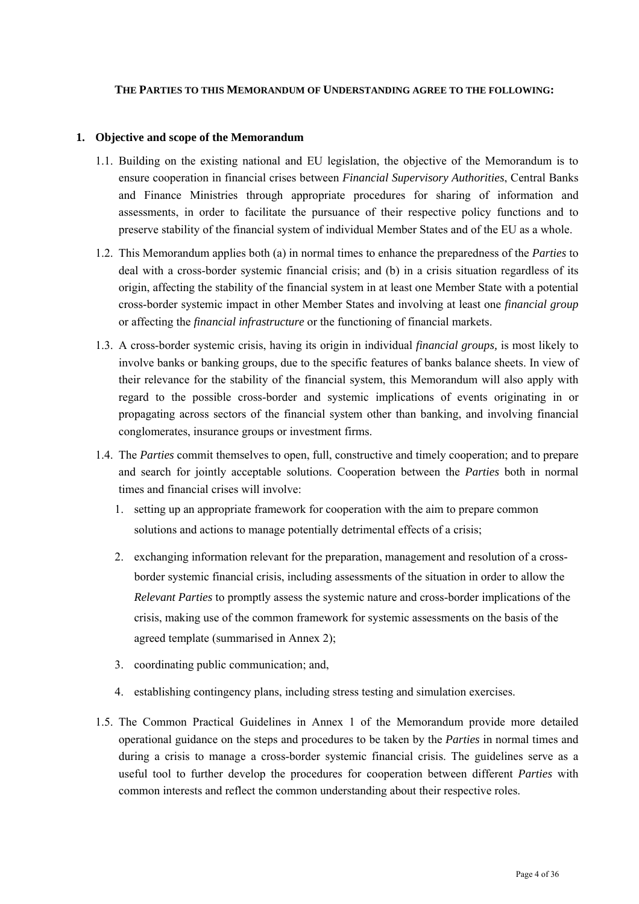**THE PARTIES TO THIS MEMORANDUM OF UNDERSTANDING AGREE TO THE FOLLOWING:**

## 1. Objective and scope of the Memorandum

1.1. Building on the existing national and EU legislation, the objective of the Memorandum is to ensure cooperation in financial crises between *Financial Supervisory Authorities*, Central Banks and Finance Ministries through appropriate procedures for sharing of information and assessments, in order to facilitate the pursuance of their respective policy functions and to preserve stability of the financial system of individual Member States and of the EU as a whole.

1.2. This Memorandum applies both (a) in normal times to enhance the preparedness of the *Parties* to deal with a cross-border systemic financial crisis; and (b) in a crisis situation regardless of its origin, affecting the stability of the financial system in at least one Member State with a potential cross-border systemic impact in other Member States and involving at least one *financial group* or affecting the *financial infrastructure* or the functioning of financial markets.

1.3. A cross-border systemic crisis, having its origin in individual *financial groups,* is most likely to involve banks or banking groups, due to the specific features of banks balance sheets. In view of their relevance for the stability of the financial system, this Memorandum will also apply with regard to the possible cross-border and systemic implications of events originating in or propagating across sectors of the financial system other than banking, and involving financial conglomerates, insurance groups or investment firms.

1.4. The *Parties* commit themselves to open, full, constructive and timely cooperation; and to prepare and search for jointly acceptable solutions. Cooperation between the *Parties* both in normal times and financial crises will involve:

1. setting up an appropriate framework for cooperation with the aim to prepare common solutions and actions to manage potentially detrimental effects of a crisis;
2. exchanging information relevant for the preparation, management and resolution of a cross-border systemic financial crisis, including assessments of the situation in order to allow the *Relevant Parties* to promptly assess the systemic nature and cross-border implications of the crisis, making use of the common framework for systemic assessments on the basis of the agreed template (summarised in Annex 2);
3. coordinating public communication; and,
4. establishing contingency plans, including stress testing and simulation exercises.

1.5. The Common Practical Guidelines in Annex 1 of the Memorandum provide more detailed operational guidance on the steps and procedures to be taken by the *Parties* in normal times and during a crisis to manage a cross-border systemic financial crisis. The guidelines serve as a useful tool to further develop the procedures for cooperation between different *Parties* with common interests and reflect the common understanding about their respective roles.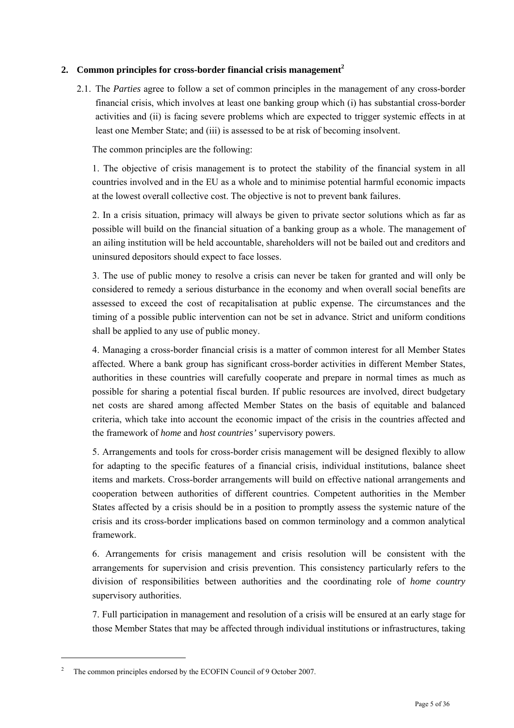## 2. Common principles for cross-border financial crisis management[2]

2.1. The *Parties* agree to follow a set of common principles in the management of any cross-border financial crisis, which involves at least one banking group which (i) has substantial cross-border activities and (ii) is facing severe problems which are expected to trigger systemic effects in at least one Member State; and (iii) is assessed to be at risk of becoming insolvent.

The common principles are the following:

1. The objective of crisis management is to protect the stability of the financial system in all countries involved and in the EU as a whole and to minimise potential harmful economic impacts at the lowest overall collective cost. The objective is not to prevent bank failures.

2. In a crisis situation, primacy will always be given to private sector solutions which as far as possible will build on the financial situation of a banking group as a whole. The management of an ailing institution will be held accountable, shareholders will not be bailed out and creditors and uninsured depositors should expect to face losses.

3. The use of public money to resolve a crisis can never be taken for granted and will only be considered to remedy a serious disturbance in the economy and when overall social benefits are assessed to exceed the cost of recapitalisation at public expense. The circumstances and the timing of a possible public intervention can not be set in advance. Strict and uniform conditions shall be applied to any use of public money.

4. Managing a cross-border financial crisis is a matter of common interest for all Member States affected. Where a bank group has significant cross-border activities in different Member States, authorities in these countries will carefully cooperate and prepare in normal times as much as possible for sharing a potential fiscal burden. If public resources are involved, direct budgetary net costs are shared among affected Member States on the basis of equitable and balanced criteria, which take into account the economic impact of the crisis in the countries affected and the framework of *home* and *host countries'* supervisory powers.

5. Arrangements and tools for cross-border crisis management will be designed flexibly to allow for adapting to the specific features of a financial crisis, individual institutions, balance sheet items and markets. Cross-border arrangements will build on effective national arrangements and cooperation between authorities of different countries. Competent authorities in the Member States affected by a crisis should be in a position to promptly assess the systemic nature of the crisis and its cross-border implications based on common terminology and a common analytical framework.

6. Arrangements for crisis management and crisis resolution will be consistent with the arrangements for supervision and crisis prevention. This consistency particularly refers to the division of responsibilities between authorities and the coordinating role of *home country* supervisory authorities.

7. Full participation in management and resolution of a crisis will be ensured at an early stage for those Member States that may be affected through individual institutions or infrastructures, taking

[2] The common principles endorsed by the ECOFIN Council of 9 October 2007.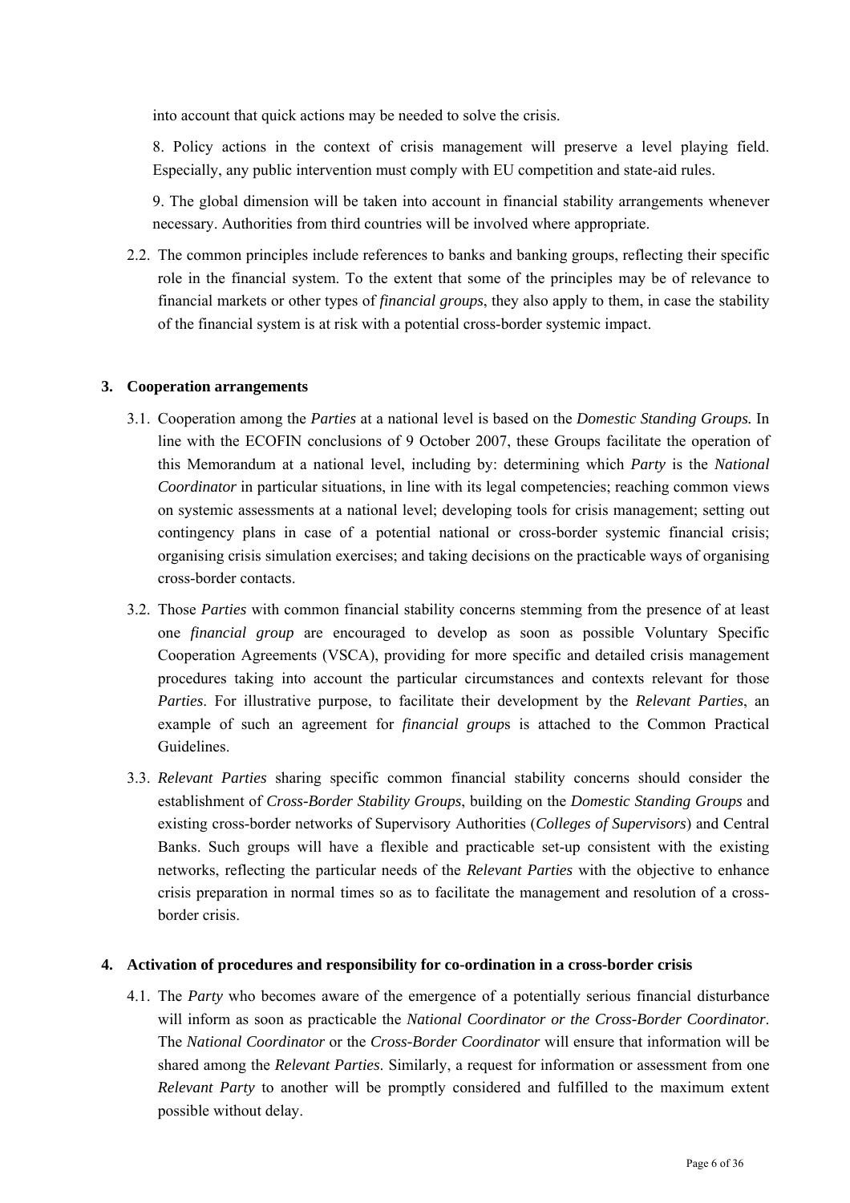into account that quick actions may be needed to solve the crisis.

8. Policy actions in the context of crisis management will preserve a level playing field. Especially, any public intervention must comply with EU competition and state-aid rules.

9. The global dimension will be taken into account in financial stability arrangements whenever necessary. Authorities from third countries will be involved where appropriate.

2.2. The common principles include references to banks and banking groups, reflecting their specific role in the financial system. To the extent that some of the principles may be of relevance to financial markets or other types of *financial groups*, they also apply to them, in case the stability of the financial system is at risk with a potential cross-border systemic impact.

## 3. Cooperation arrangements

3.1. Cooperation among the *Parties* at a national level is based on the *Domestic Standing Groups.* In line with the ECOFIN conclusions of 9 October 2007, these Groups facilitate the operation of this Memorandum at a national level, including by: determining which *Party* is the *National Coordinator* in particular situations, in line with its legal competencies; reaching common views on systemic assessments at a national level; developing tools for crisis management; setting out contingency plans in case of a potential national or cross-border systemic financial crisis; organising crisis simulation exercises; and taking decisions on the practicable ways of organising cross-border contacts.

3.2. Those *Parties* with common financial stability concerns stemming from the presence of at least one *financial group* are encouraged to develop as soon as possible Voluntary Specific Cooperation Agreements (VSCA), providing for more specific and detailed crisis management procedures taking into account the particular circumstances and contexts relevant for those *Parties*. For illustrative purpose, to facilitate their development by the *Relevant Parties*, an example of such an agreement for *financial group*s is attached to the Common Practical Guidelines.

3.3. *Relevant Parties* sharing specific common financial stability concerns should consider the establishment of *Cross-Border Stability Groups*, building on the *Domestic Standing Groups* and existing cross-border networks of Supervisory Authorities (*Colleges of Supervisors*) and Central Banks. Such groups will have a flexible and practicable set-up consistent with the existing networks, reflecting the particular needs of the *Relevant Parties* with the objective to enhance crisis preparation in normal times so as to facilitate the management and resolution of a cross-border crisis.

## 4. Activation of procedures and responsibility for co-ordination in a cross-border crisis

4.1. The *Party* who becomes aware of the emergence of a potentially serious financial disturbance will inform as soon as practicable the *National Coordinator or the Cross-Border Coordinator*. The *National Coordinator* or the *Cross-Border Coordinator* will ensure that information will be shared among the *Relevant Parties*. Similarly, a request for information or assessment from one *Relevant Party* to another will be promptly considered and fulfilled to the maximum extent possible without delay.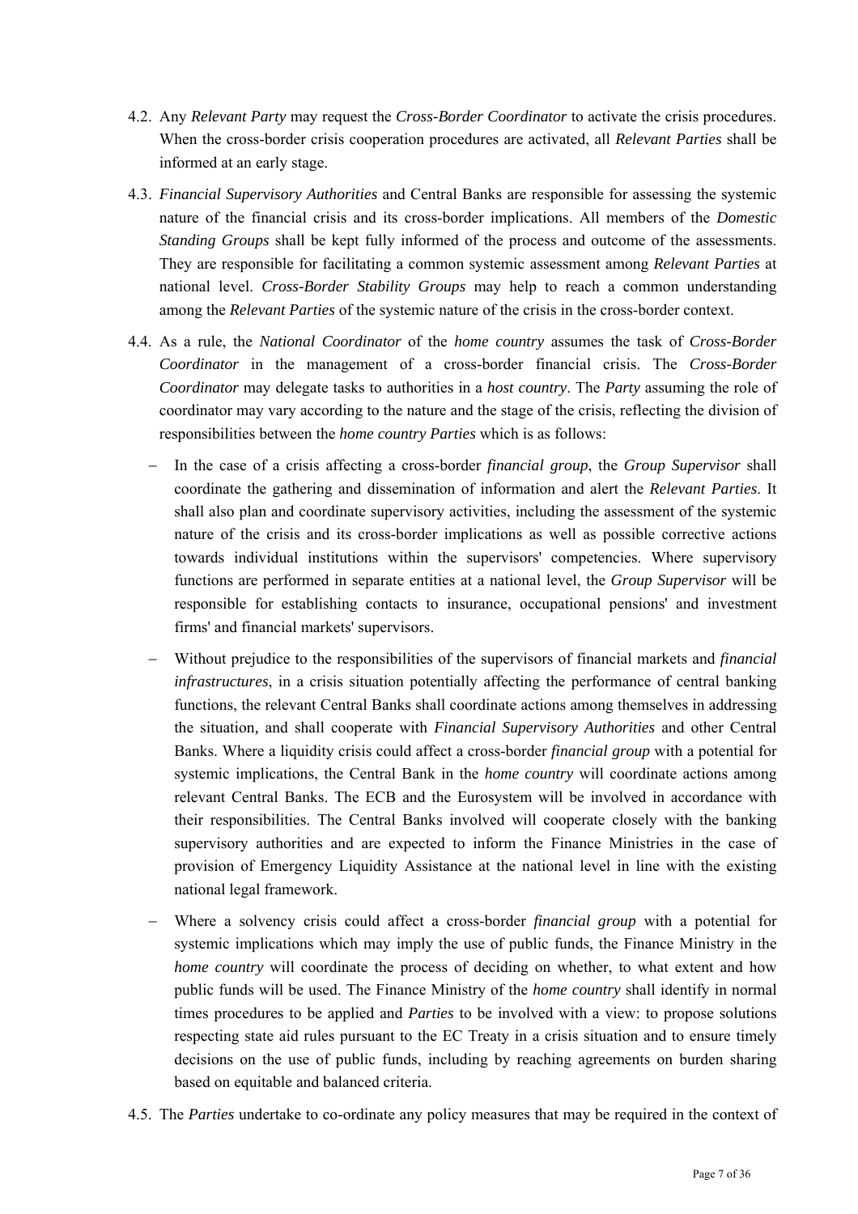4.2. Any *Relevant Party* may request the *Cross-Border Coordinator* to activate the crisis procedures. When the cross-border crisis cooperation procedures are activated, all *Relevant Parties* shall be informed at an early stage.

4.3. *Financial Supervisory Authorities* and Central Banks are responsible for assessing the systemic nature of the financial crisis and its cross-border implications. All members of the *Domestic Standing Groups* shall be kept fully informed of the process and outcome of the assessments. They are responsible for facilitating a common systemic assessment among *Relevant Parties* at national level. *Cross-Border Stability Groups* may help to reach a common understanding among the *Relevant Parties* of the systemic nature of the crisis in the cross-border context.

4.4. As a rule, the *National Coordinator* of the *home country* assumes the task of *Cross-Border Coordinator* in the management of a cross-border financial crisis. The *Cross-Border Coordinator* may delegate tasks to authorities in a *host country*. The *Party* assuming the role of coordinator may vary according to the nature and the stage of the crisis, reflecting the division of responsibilities between the *home country Parties* which is as follows:

- In the case of a crisis affecting a cross-border *financial group*, the *Group Supervisor* shall coordinate the gathering and dissemination of information and alert the *Relevant Parties*. It shall also plan and coordinate supervisory activities, including the assessment of the systemic nature of the crisis and its cross-border implications as well as possible corrective actions towards individual institutions within the supervisors' competencies. Where supervisory functions are performed in separate entities at a national level, the *Group Supervisor* will be responsible for establishing contacts to insurance, occupational pensions' and investment firms' and financial markets' supervisors.

- Without prejudice to the responsibilities of the supervisors of financial markets and *financial infrastructures*, in a crisis situation potentially affecting the performance of central banking functions, the relevant Central Banks shall coordinate actions among themselves in addressing the situation, and shall cooperate with *Financial Supervisory Authorities* and other Central Banks. Where a liquidity crisis could affect a cross-border *financial group* with a potential for systemic implications, the Central Bank in the *home country* will coordinate actions among relevant Central Banks. The ECB and the Eurosystem will be involved in accordance with their responsibilities. The Central Banks involved will cooperate closely with the banking supervisory authorities and are expected to inform the Finance Ministries in the case of provision of Emergency Liquidity Assistance at the national level in line with the existing national legal framework.

- Where a solvency crisis could affect a cross-border *financial group* with a potential for systemic implications which may imply the use of public funds, the Finance Ministry in the *home country* will coordinate the process of deciding on whether, to what extent and how public funds will be used. The Finance Ministry of the *home country* shall identify in normal times procedures to be applied and *Parties* to be involved with a view: to propose solutions respecting state aid rules pursuant to the EC Treaty in a crisis situation and to ensure timely decisions on the use of public funds, including by reaching agreements on burden sharing based on equitable and balanced criteria.

4.5. The *Parties* undertake to co-ordinate any policy measures that may be required in the context of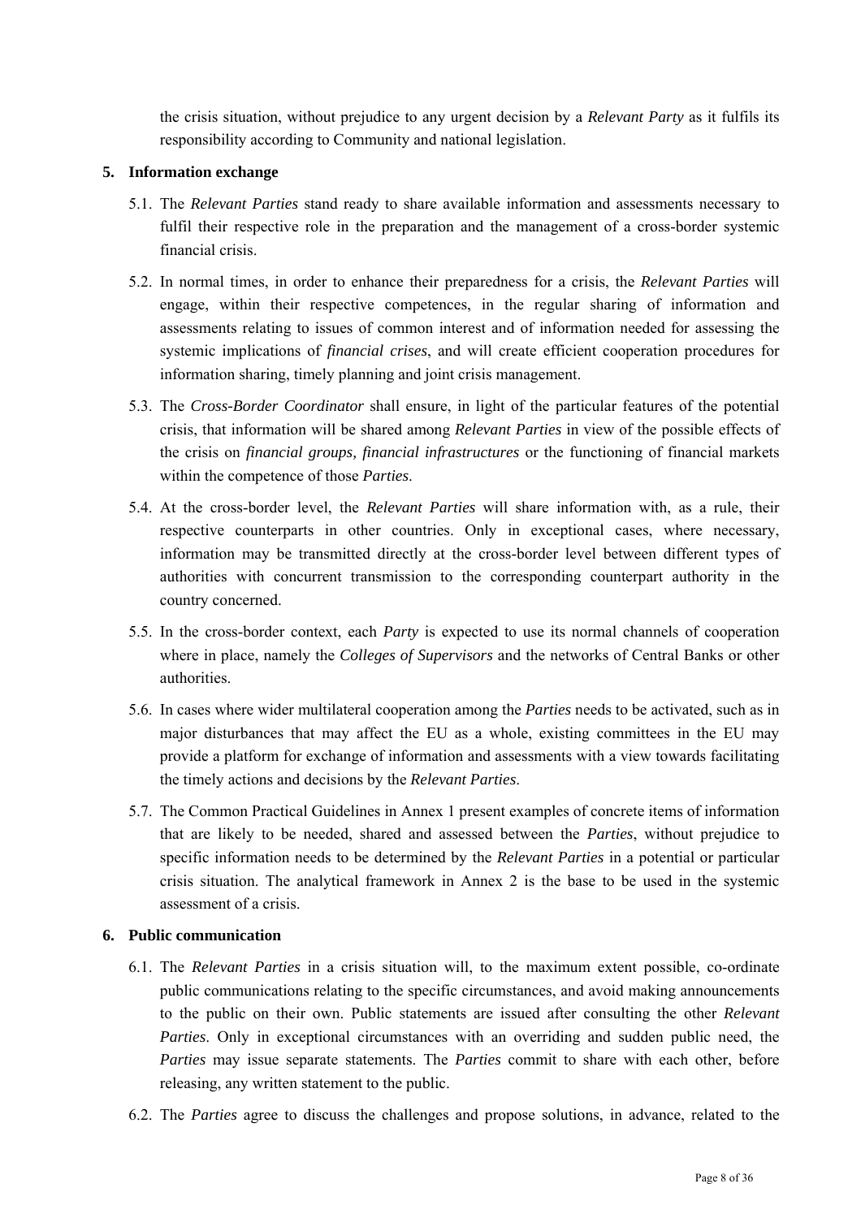the crisis situation, without prejudice to any urgent decision by a *Relevant Party* as it fulfils its responsibility according to Community and national legislation.

## 5. Information exchange

5.1. The *Relevant Parties* stand ready to share available information and assessments necessary to fulfil their respective role in the preparation and the management of a cross-border systemic financial crisis.

5.2. In normal times, in order to enhance their preparedness for a crisis, the *Relevant Parties* will engage, within their respective competences, in the regular sharing of information and assessments relating to issues of common interest and of information needed for assessing the systemic implications of *financial crises*, and will create efficient cooperation procedures for information sharing, timely planning and joint crisis management.

5.3. The *Cross-Border Coordinator* shall ensure, in light of the particular features of the potential crisis, that information will be shared among *Relevant Parties* in view of the possible effects of the crisis on *financial groups, financial infrastructures* or the functioning of financial markets within the competence of those *Parties*.

5.4. At the cross-border level, the *Relevant Parties* will share information with, as a rule, their respective counterparts in other countries. Only in exceptional cases, where necessary, information may be transmitted directly at the cross-border level between different types of authorities with concurrent transmission to the corresponding counterpart authority in the country concerned.

5.5. In the cross-border context, each *Party* is expected to use its normal channels of cooperation where in place, namely the *Colleges of Supervisors* and the networks of Central Banks or other authorities.

5.6. In cases where wider multilateral cooperation among the *Parties* needs to be activated, such as in major disturbances that may affect the EU as a whole, existing committees in the EU may provide a platform for exchange of information and assessments with a view towards facilitating the timely actions and decisions by the *Relevant Parties*.

5.7. The Common Practical Guidelines in Annex 1 present examples of concrete items of information that are likely to be needed, shared and assessed between the *Parties*, without prejudice to specific information needs to be determined by the *Relevant Parties* in a potential or particular crisis situation. The analytical framework in Annex 2 is the base to be used in the systemic assessment of a crisis.

## 6. Public communication

6.1. The *Relevant Parties* in a crisis situation will, to the maximum extent possible, co-ordinate public communications relating to the specific circumstances, and avoid making announcements to the public on their own. Public statements are issued after consulting the other *Relevant Parties*. Only in exceptional circumstances with an overriding and sudden public need, the *Parties* may issue separate statements. The *Parties* commit to share with each other, before releasing, any written statement to the public.

6.2. The *Parties* agree to discuss the challenges and propose solutions, in advance, related to the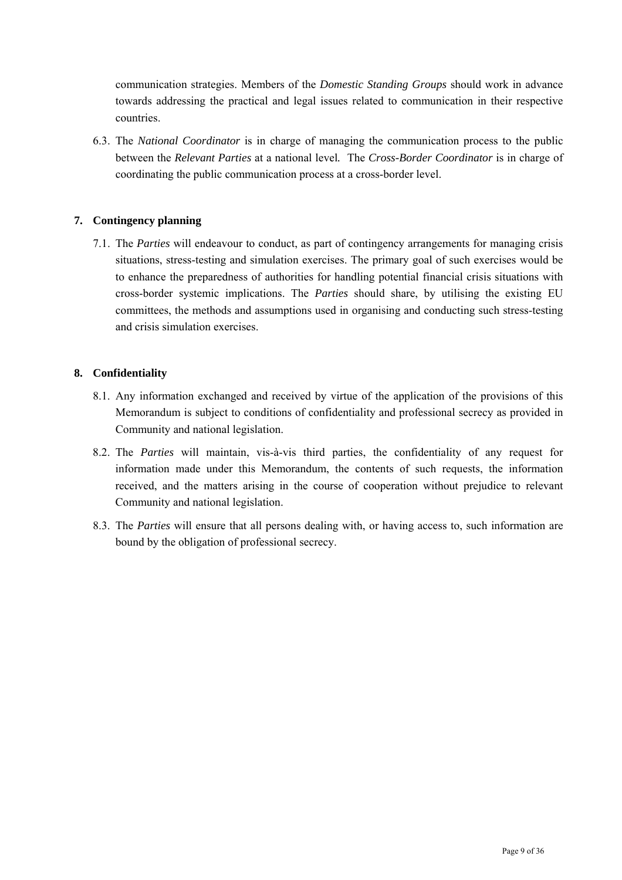communication strategies. Members of the *Domestic Standing Groups* should work in advance towards addressing the practical and legal issues related to communication in their respective countries.

6.3. The *National Coordinator* is in charge of managing the communication process to the public between the *Relevant Parties* at a national level*.* The *Cross-Border Coordinator* is in charge of coordinating the public communication process at a cross-border level.

## 7. Contingency planning

7.1. The *Parties* will endeavour to conduct, as part of contingency arrangements for managing crisis situations, stress-testing and simulation exercises. The primary goal of such exercises would be to enhance the preparedness of authorities for handling potential financial crisis situations with cross-border systemic implications. The *Parties* should share, by utilising the existing EU committees, the methods and assumptions used in organising and conducting such stress-testing and crisis simulation exercises.

## 8. Confidentiality

8.1. Any information exchanged and received by virtue of the application of the provisions of this Memorandum is subject to conditions of confidentiality and professional secrecy as provided in Community and national legislation.

8.2. The *Parties* will maintain, vis-à-vis third parties, the confidentiality of any request for information made under this Memorandum, the contents of such requests, the information received, and the matters arising in the course of cooperation without prejudice to relevant Community and national legislation.

8.3. The *Parties* will ensure that all persons dealing with, or having access to, such information are bound by the obligation of professional secrecy.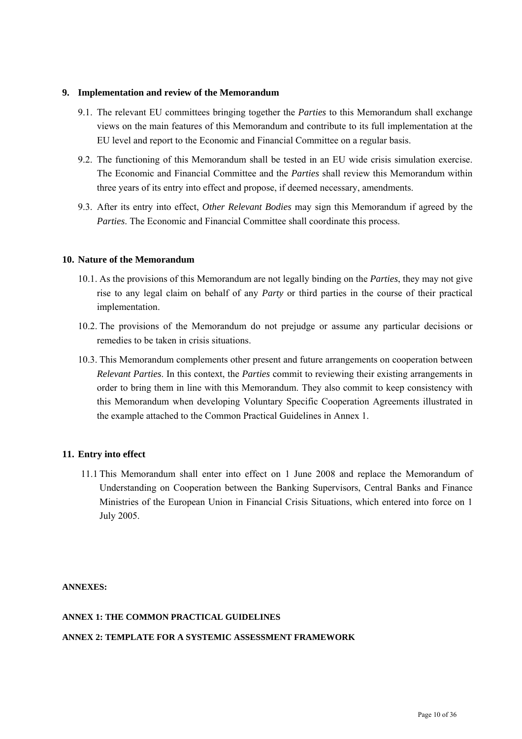## 9. Implementation and review of the Memorandum

9.1. The relevant EU committees bringing together the *Parties* to this Memorandum shall exchange views on the main features of this Memorandum and contribute to its full implementation at the EU level and report to the Economic and Financial Committee on a regular basis.

9.2. The functioning of this Memorandum shall be tested in an EU wide crisis simulation exercise. The Economic and Financial Committee and the *Parties* shall review this Memorandum within three years of its entry into effect and propose, if deemed necessary, amendments.

9.3. After its entry into effect, *Other Relevant Bodies* may sign this Memorandum if agreed by the *Parties*. The Economic and Financial Committee shall coordinate this process.

## 10. Nature of the Memorandum

10.1. As the provisions of this Memorandum are not legally binding on the *Parties*, they may not give rise to any legal claim on behalf of any *Party* or third parties in the course of their practical implementation.

10.2. The provisions of the Memorandum do not prejudge or assume any particular decisions or remedies to be taken in crisis situations.

10.3. This Memorandum complements other present and future arrangements on cooperation between *Relevant Parties*. In this context, the *Parties* commit to reviewing their existing arrangements in order to bring them in line with this Memorandum. They also commit to keep consistency with this Memorandum when developing Voluntary Specific Cooperation Agreements illustrated in the example attached to the Common Practical Guidelines in Annex 1.

## 11. Entry into effect

11.1 This Memorandum shall enter into effect on 1 June 2008 and replace the Memorandum of Understanding on Cooperation between the Banking Supervisors, Central Banks and Finance Ministries of the European Union in Financial Crisis Situations, which entered into force on 1 July 2005.

**ANNEXES:**

**ANNEX 1: THE COMMON PRACTICAL GUIDELINES**

**ANNEX 2: TEMPLATE FOR A SYSTEMIC ASSESSMENT FRAMEWORK**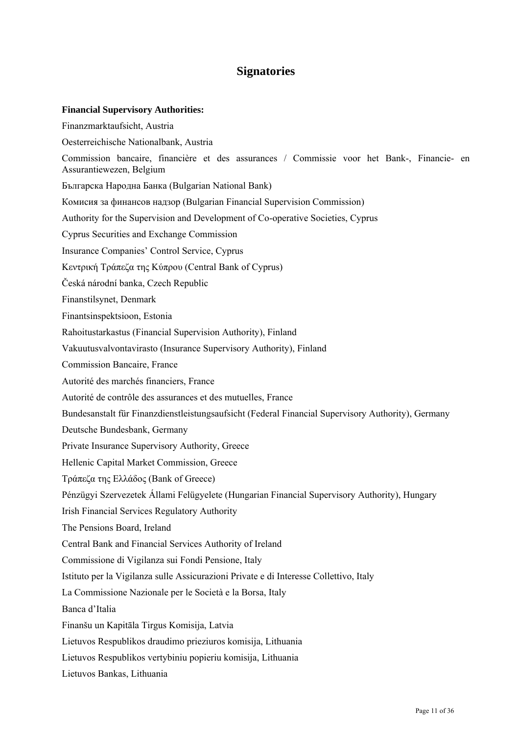# Signatories

**Financial Supervisory Authorities:**

Finanzmarktaufsicht, Austria

Oesterreichische Nationalbank, Austria

Commission bancaire, financière et des assurances / Commissie voor het Bank-, Financie- en Assurantiewezen, Belgium

Българска Народна Банка (Bulgarian National Bank)

Комисия за финансов надзор (Bulgarian Financial Supervision Commission)

Authority for the Supervision and Development of Co-operative Societies, Cyprus

Cyprus Securities and Exchange Commission

Insurance Companies' Control Service, Cyprus

Κεντρική Τράπεζα της Κύπρου (Central Bank of Cyprus)

Česká národní banka, Czech Republic

Finanstilsynet, Denmark

Finantsinspektsioon, Estonia

Rahoitustarkastus (Financial Supervision Authority), Finland

Vakuutusvalvontavirasto (Insurance Supervisory Authority), Finland

Commission Bancaire, France

Autorité des marchés financiers, France

Autorité de contrôle des assurances et des mutuelles, France

Bundesanstalt für Finanzdienstleistungsaufsicht (Federal Financial Supervisory Authority), Germany

Deutsche Bundesbank, Germany

Private Insurance Supervisory Authority, Greece

Hellenic Capital Market Commission, Greece

Τράπεζα της Ελλάδος (Bank of Greece)

Pénzügyi Szervezetek Állami Felügyelete (Hungarian Financial Supervisory Authority), Hungary

Irish Financial Services Regulatory Authority

The Pensions Board, Ireland

Central Bank and Financial Services Authority of Ireland

Commissione di Vigilanza sui Fondi Pensione, Italy

Istituto per la Vigilanza sulle Assicurazioni Private e di Interesse Collettivo, Italy

La Commissione Nazionale per le Società e la Borsa, Italy

Banca d'Italia

Finanšu un Kapitāla Tirgus Komisija, Latvia

Lietuvos Respublikos draudimo prieziuros komisija, Lithuania

Lietuvos Respublikos vertybiniu popieriu komisija, Lithuania

Lietuvos Bankas, Lithuania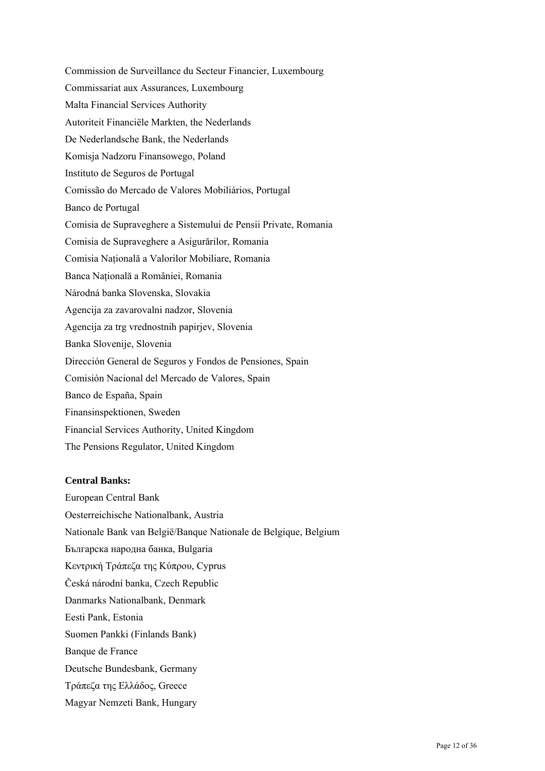Commission de Surveillance du Secteur Financier, Luxembourg

Commissariat aux Assurances, Luxembourg

Malta Financial Services Authority

Autoriteit Financiële Markten, the Nederlands

De Nederlandsche Bank, the Nederlands

Komisja Nadzoru Finansowego, Poland

Instituto de Seguros de Portugal

Comissão do Mercado de Valores Mobiliários, Portugal

Banco de Portugal

Comisia de Supraveghere a Sistemului de Pensii Private, Romania

Comisia de Supraveghere a Asigurărilor, Romania

Comisia Națională a Valorilor Mobiliare, Romania

Banca Națională a României, Romania

Národná banka Slovenska, Slovakia

Agencija za zavarovalni nadzor, Slovenia

Agencija za trg vrednostnih papirjev, Slovenia

Banka Slovenije, Slovenia

Dirección General de Seguros y Fondos de Pensiones, Spain

Comisión Nacional del Mercado de Valores, Spain

Banco de España, Spain

Finansinspektionen, Sweden

Financial Services Authority, United Kingdom

The Pensions Regulator, United Kingdom

**Central Banks:**

European Central Bank

Oesterreichische Nationalbank, Austria

Nationale Bank van België/Banque Nationale de Belgique, Belgium

Българска народна банка, Bulgaria

Κεντρική Τράπεζα της Κύπρου, Cyprus

Česká národní banka, Czech Republic

Danmarks Nationalbank, Denmark

Eesti Pank, Estonia

Suomen Pankki (Finlands Bank)

Banque de France

Deutsche Bundesbank, Germany

Τράπεζα της Ελλάδος, Greece

Magyar Nemzeti Bank, Hungary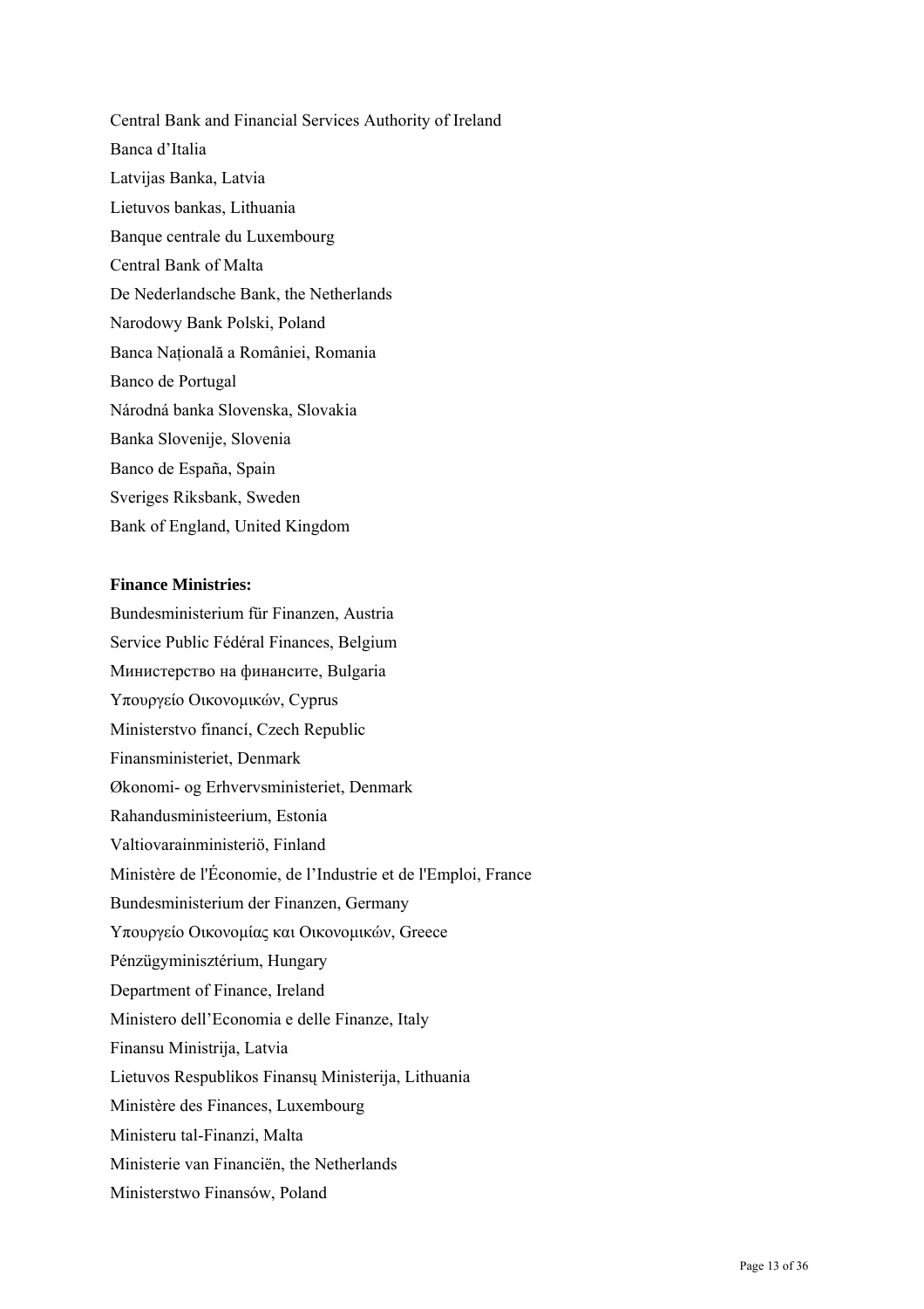Central Bank and Financial Services Authority of Ireland

Banca d’Italia

Latvijas Banka, Latvia

Lietuvos bankas, Lithuania

Banque centrale du Luxembourg

Central Bank of Malta

De Nederlandsche Bank, the Netherlands

Narodowy Bank Polski, Poland

Banca Națională a României, Romania

Banco de Portugal

Národná banka Slovenska, Slovakia

Banka Slovenije, Slovenia

Banco de España, Spain

Sveriges Riksbank, Sweden

Bank of England, United Kingdom

**Finance Ministries:**

Bundesministerium für Finanzen, Austria

Service Public Fédéral Finances, Belgium

Министерство на финансите, Bulgaria

Υπουργείο Οικονομικών, Cyprus

Ministerstvo financí, Czech Republic

Finansministeriet, Denmark

Økonomi- og Erhvervsministeriet, Denmark

Rahandusministeerium, Estonia

Valtiovarainministeriö, Finland

Ministère de l'Économie, de l’Industrie et de l'Emploi, France

Bundesministerium der Finanzen, Germany

Υπουργείο Οικονομίας και Οικονομικών, Greece

Pénzügyminisztérium, Hungary

Department of Finance, Ireland

Ministero dell’Economia e delle Finanze, Italy

Finansu Ministrija, Latvia

Lietuvos Respublikos Finansų Ministerija, Lithuania

Ministère des Finances, Luxembourg

Ministeru tal-Finanzi, Malta

Ministerie van Financiën, the Netherlands

Ministerstwo Finansów, Poland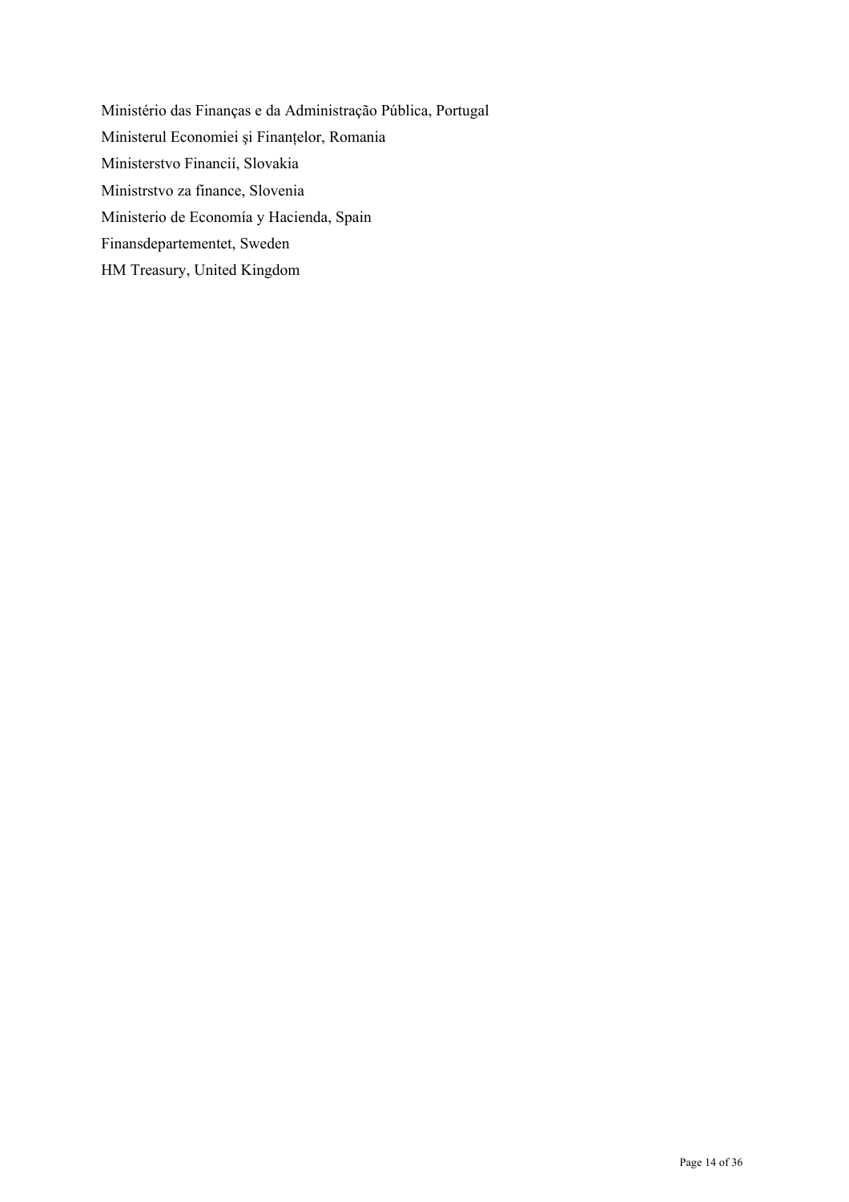Ministério das Finanças e da Administração Pública, Portugal

Ministerul Economiei şi Finanțelor, Romania

Ministerstvo Financií, Slovakia

Ministrstvo za finance, Slovenia

Ministerio de Economía y Hacienda, Spain

Finansdepartementet, Sweden

HM Treasury, United Kingdom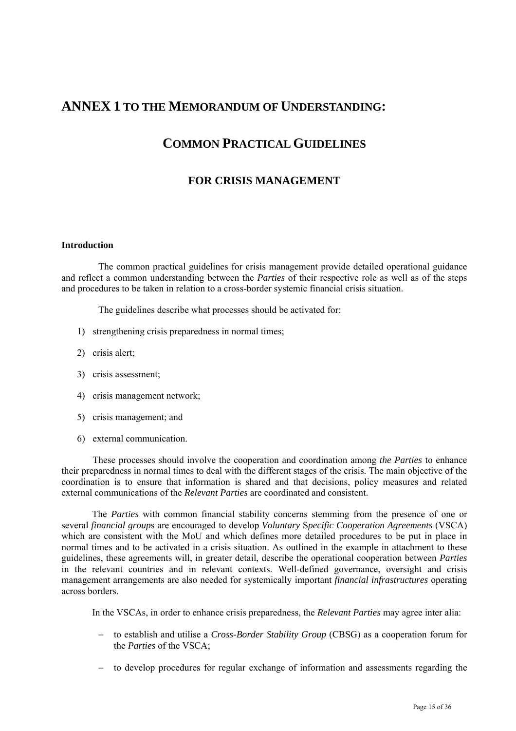# ANNEX 1 TO THE MEMORANDUM OF UNDERSTANDING:

## COMMON PRACTICAL GUIDELINES

### FOR CRISIS MANAGEMENT

**Introduction**

The common practical guidelines for crisis management provide detailed operational guidance and reflect a common understanding between the *Parties* of their respective role as well as of the steps and procedures to be taken in relation to a cross-border systemic financial crisis situation.

The guidelines describe what processes should be activated for:

1) strengthening crisis preparedness in normal times;
2) crisis alert;
3) crisis assessment;
4) crisis management network;
5) crisis management; and
6) external communication.

These processes should involve the cooperation and coordination among *the Parties* to enhance their preparedness in normal times to deal with the different stages of the crisis. The main objective of the coordination is to ensure that information is shared and that decisions, policy measures and related external communications of the *Relevant Parties* are coordinated and consistent.

The *Parties* with common financial stability concerns stemming from the presence of one or several *financial group*s are encouraged to develop *Voluntary* S*pecific Cooperation Agreements* (VSCA) which are consistent with the MoU and which defines more detailed procedures to be put in place in normal times and to be activated in a crisis situation. As outlined in the example in attachment to these guidelines, these agreements will, in greater detail, describe the operational cooperation between *Parties* in the relevant countries and in relevant contexts. Well-defined governance, oversight and crisis management arrangements are also needed for systemically important *financial infrastructures* operating across borders.

In the VSCAs, in order to enhance crisis preparedness, the *Relevant Parties* may agree inter alia:

- to establish and utilise a *Cross-Border Stability Group* (CBSG) as a cooperation forum for the *Parties* of the VSCA;
- to develop procedures for regular exchange of information and assessments regarding the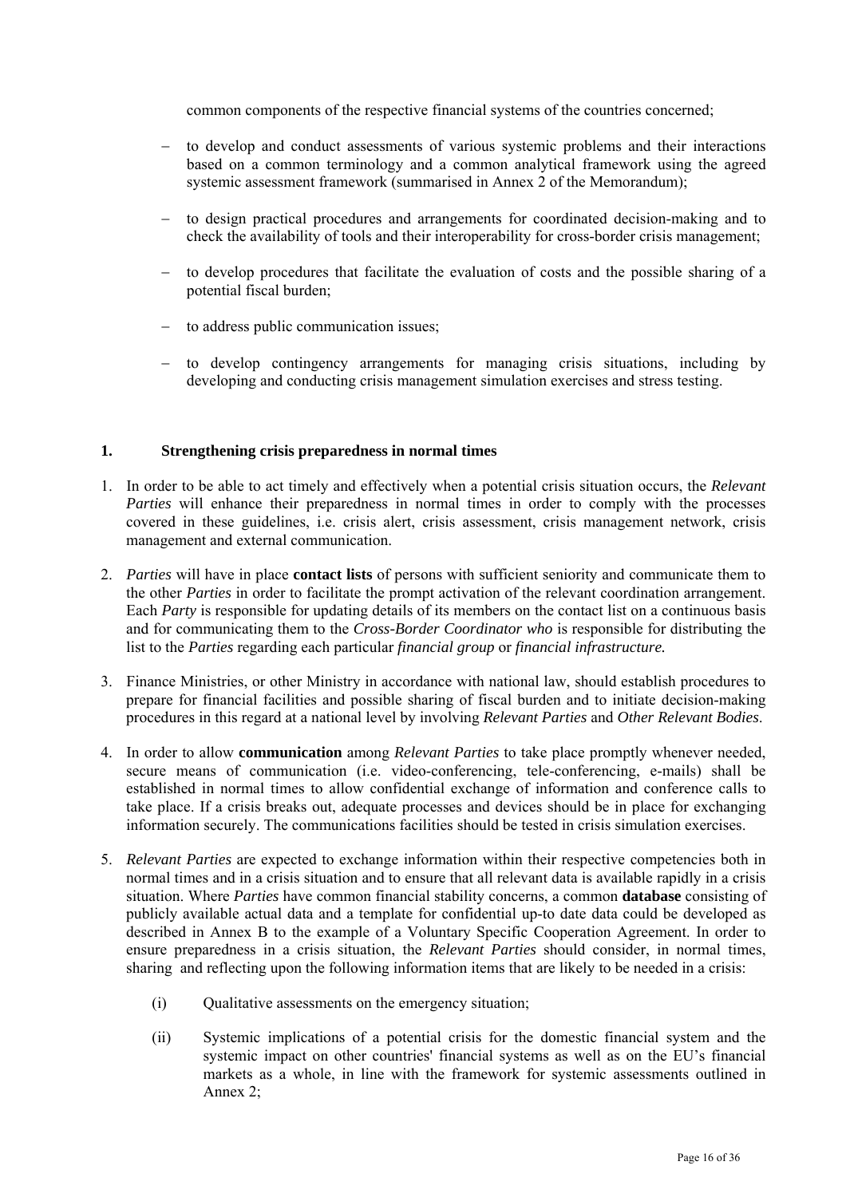common components of the respective financial systems of the countries concerned;

- to develop and conduct assessments of various systemic problems and their interactions based on a common terminology and a common analytical framework using the agreed systemic assessment framework (summarised in Annex 2 of the Memorandum);
- to design practical procedures and arrangements for coordinated decision-making and to check the availability of tools and their interoperability for cross-border crisis management;
- to develop procedures that facilitate the evaluation of costs and the possible sharing of a potential fiscal burden;
- to address public communication issues;
- to develop contingency arrangements for managing crisis situations, including by developing and conducting crisis management simulation exercises and stress testing.

## 1. Strengthening crisis preparedness in normal times

1. In order to be able to act timely and effectively when a potential crisis situation occurs, the *Relevant Parties* will enhance their preparedness in normal times in order to comply with the processes covered in these guidelines, i.e. crisis alert, crisis assessment, crisis management network, crisis management and external communication.

2. *Parties* will have in place **contact lists** of persons with sufficient seniority and communicate them to the other *Parties* in order to facilitate the prompt activation of the relevant coordination arrangement. Each *Party* is responsible for updating details of its members on the contact list on a continuous basis and for communicating them to the *Cross-Border Coordinator who* is responsible for distributing the list to the *Parties* regarding each particular *financial group* or *financial infrastructure.*

3. Finance Ministries, or other Ministry in accordance with national law, should establish procedures to prepare for financial facilities and possible sharing of fiscal burden and to initiate decision-making procedures in this regard at a national level by involving *Relevant Parties* and *Other Relevant Bodies*.

4. In order to allow **communication** among *Relevant Parties* to take place promptly whenever needed, secure means of communication (i.e. video-conferencing, tele-conferencing, e-mails) shall be established in normal times to allow confidential exchange of information and conference calls to take place. If a crisis breaks out, adequate processes and devices should be in place for exchanging information securely. The communications facilities should be tested in crisis simulation exercises.

5. *Relevant Parties* are expected to exchange information within their respective competencies both in normal times and in a crisis situation and to ensure that all relevant data is available rapidly in a crisis situation. Where *Parties* have common financial stability concerns, a common **database** consisting of publicly available actual data and a template for confidential up-to date data could be developed as described in Annex B to the example of a Voluntary Specific Cooperation Agreement. In order to ensure preparedness in a crisis situation, the *Relevant Parties* should consider, in normal times, sharing and reflecting upon the following information items that are likely to be needed in a crisis:

   (i) Qualitative assessments on the emergency situation;

   (ii) Systemic implications of a potential crisis for the domestic financial system and the systemic impact on other countries' financial systems as well as on the EU's financial markets as a whole, in line with the framework for systemic assessments outlined in Annex 2;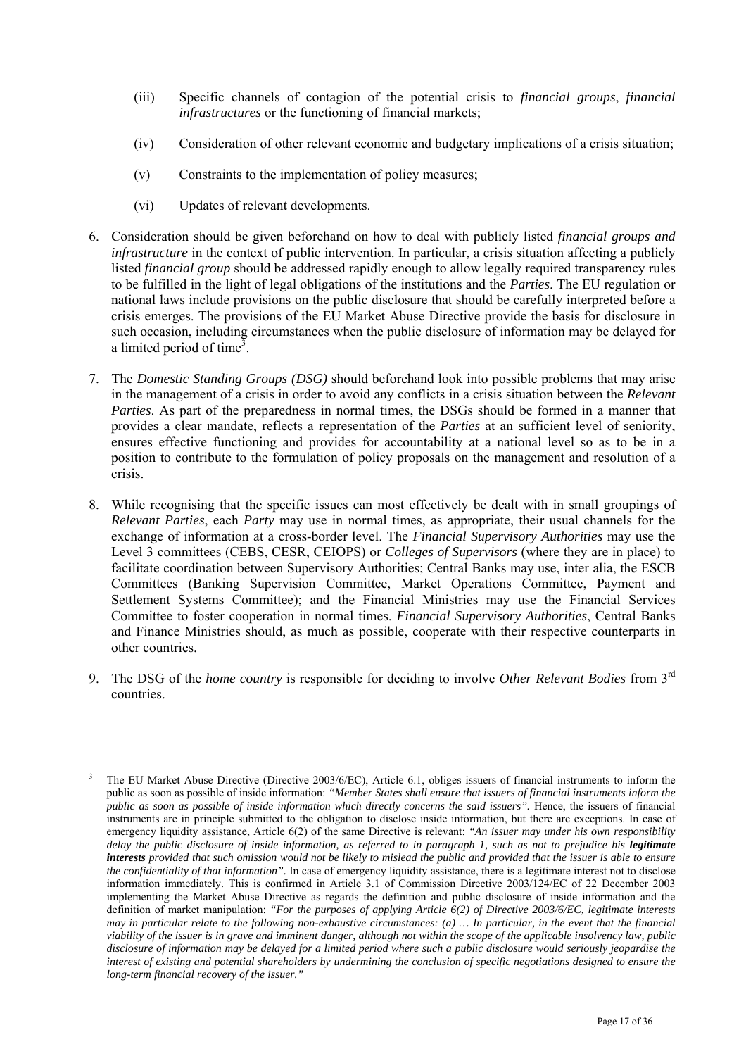(iii) Specific channels of contagion of the potential crisis to *financial groups*, *financial infrastructures* or the functioning of financial markets;

(iv) Consideration of other relevant economic and budgetary implications of a crisis situation;

(v) Constraints to the implementation of policy measures;

(vi) Updates of relevant developments.

6. Consideration should be given beforehand on how to deal with publicly listed *financial groups and infrastructure* in the context of public intervention. In particular, a crisis situation affecting a publicly listed *financial group* should be addressed rapidly enough to allow legally required transparency rules to be fulfilled in the light of legal obligations of the institutions and the *Parties*. The EU regulation or national laws include provisions on the public disclosure that should be carefully interpreted before a crisis emerges. The provisions of the EU Market Abuse Directive provide the basis for disclosure in such occasion, including circumstances when the public disclosure of information may be delayed for a limited period of time[3].

7. The *Domestic Standing Groups (DSG)* should beforehand look into possible problems that may arise in the management of a crisis in order to avoid any conflicts in a crisis situation between the *Relevant Parties*. As part of the preparedness in normal times, the DSGs should be formed in a manner that provides a clear mandate, reflects a representation of the *Parties* at an sufficient level of seniority, ensures effective functioning and provides for accountability at a national level so as to be in a position to contribute to the formulation of policy proposals on the management and resolution of a crisis.

8. While recognising that the specific issues can most effectively be dealt with in small groupings of *Relevant Parties*, each *Party* may use in normal times, as appropriate, their usual channels for the exchange of information at a cross-border level. The *Financial Supervisory Authorities* may use the Level 3 committees (CEBS, CESR, CEIOPS) or *Colleges of Supervisors* (where they are in place) to facilitate coordination between Supervisory Authorities; Central Banks may use, inter alia, the ESCB Committees (Banking Supervision Committee, Market Operations Committee, Payment and Settlement Systems Committee); and the Financial Ministries may use the Financial Services Committee to foster cooperation in normal times. *Financial Supervisory Authorities*, Central Banks and Finance Ministries should, as much as possible, cooperate with their respective counterparts in other countries.

9. The DSG of the *home country* is responsible for deciding to involve *Other Relevant Bodies* from 3rd countries.

---

[3] The EU Market Abuse Directive (Directive 2003/6/EC), Article 6.1, obliges issuers of financial instruments to inform the public as soon as possible of inside information: *"Member States shall ensure that issuers of financial instruments inform the public as soon as possible of inside information which directly concerns the said issuers"*. Hence, the issuers of financial instruments are in principle submitted to the obligation to disclose inside information, but there are exceptions. In case of emergency liquidity assistance, Article 6(2) of the same Directive is relevant: *"An issuer may under his own responsibility delay the public disclosure of inside information, as referred to in paragraph 1, such as not to prejudice his **legitimate interests** provided that such omission would not be likely to mislead the public and provided that the issuer is able to ensure the confidentiality of that information"*. In case of emergency liquidity assistance, there is a legitimate interest not to disclose information immediately. This is confirmed in Article 3.1 of Commission Directive 2003/124/EC of 22 December 2003 implementing the Market Abuse Directive as regards the definition and public disclosure of inside information and the definition of market manipulation: *"For the purposes of applying Article 6(2) of Directive 2003/6/EC, legitimate interests may in particular relate to the following non-exhaustive circumstances: (a) … In particular, in the event that the financial viability of the issuer is in grave and imminent danger, although not within the scope of the applicable insolvency law, public disclosure of information may be delayed for a limited period where such a public disclosure would seriously jeopardise the interest of existing and potential shareholders by undermining the conclusion of specific negotiations designed to ensure the long-term financial recovery of the issuer."*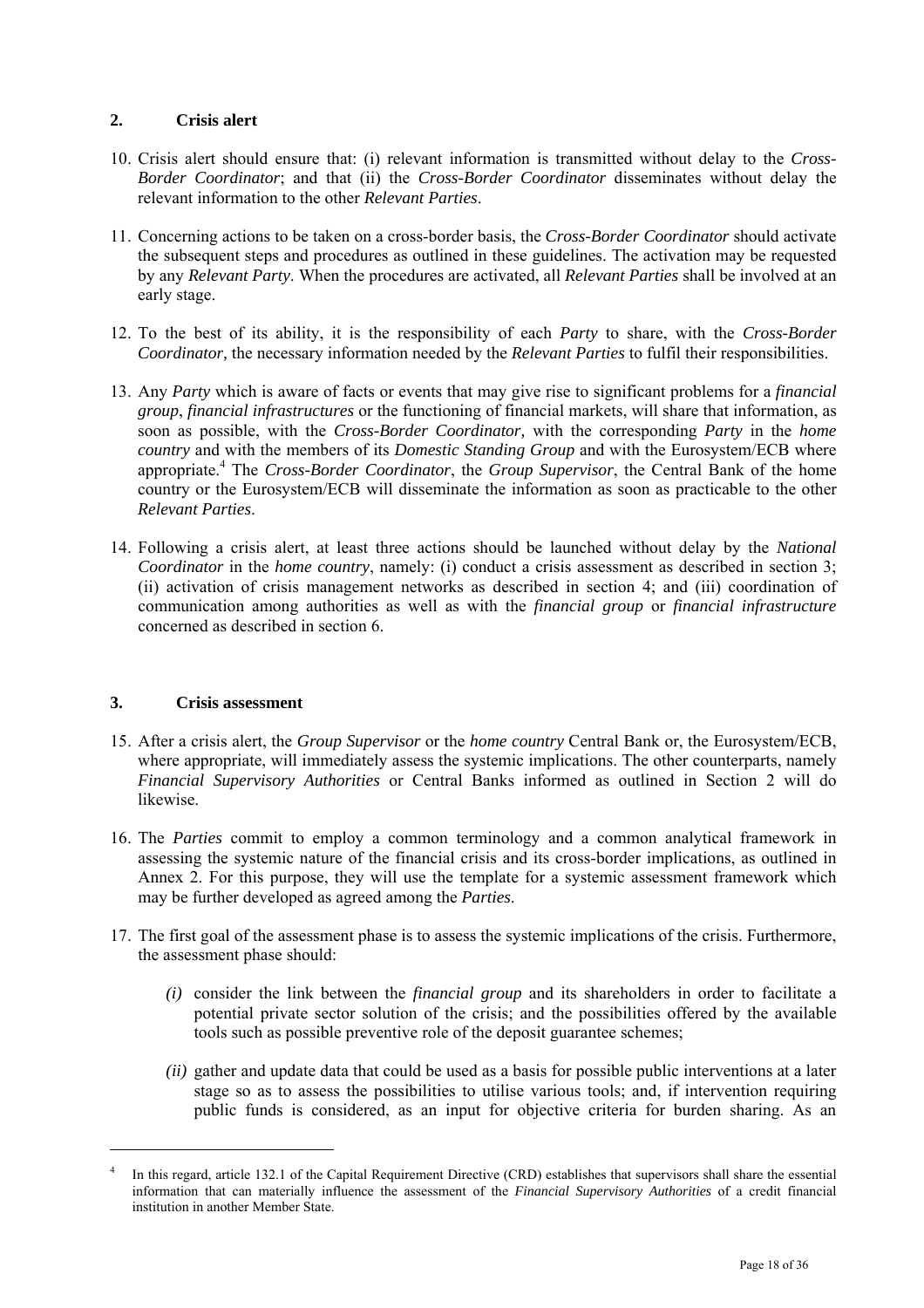## 2. Crisis alert

10. Crisis alert should ensure that: (i) relevant information is transmitted without delay to the *Cross-Border Coordinator*; and that (ii) the *Cross-Border Coordinator* disseminates without delay the relevant information to the other *Relevant Parties*.

11. Concerning actions to be taken on a cross-border basis, the *Cross-Border Coordinator* should activate the subsequent steps and procedures as outlined in these guidelines. The activation may be requested by any *Relevant Party*. When the procedures are activated, all *Relevant Parties* shall be involved at an early stage.

12. To the best of its ability, it is the responsibility of each *Party* to share, with the *Cross-Border Coordinator,* the necessary information needed by the *Relevant Parties* to fulfil their responsibilities.

13. Any *Party* which is aware of facts or events that may give rise to significant problems for a *financial group*, *financial infrastructures* or the functioning of financial markets, will share that information, as soon as possible, with the *Cross-Border Coordinator,* with the corresponding *Party* in the *home country* and with the members of its *Domestic Standing Group* and with the Eurosystem/ECB where appropriate.[4] The *Cross-Border Coordinator*, the *Group Supervisor*, the Central Bank of the home country or the Eurosystem/ECB will disseminate the information as soon as practicable to the other *Relevant Parties*.

14. Following a crisis alert, at least three actions should be launched without delay by the *National Coordinator* in the *home country*, namely: (i) conduct a crisis assessment as described in section 3; (ii) activation of crisis management networks as described in section 4; and (iii) coordination of communication among authorities as well as with the *financial group* or *financial infrastructure* concerned as described in section 6.

## 3. Crisis assessment

15. After a crisis alert, the *Group Supervisor* or the *home country* Central Bank or, the Eurosystem/ECB, where appropriate, will immediately assess the systemic implications. The other counterparts, namely *Financial Supervisory Authorities* or Central Banks informed as outlined in Section 2 will do likewise.

16. The *Parties* commit to employ a common terminology and a common analytical framework in assessing the systemic nature of the financial crisis and its cross-border implications, as outlined in Annex 2. For this purpose, they will use the template for a systemic assessment framework which may be further developed as agreed among the *Parties*.

17. The first goal of the assessment phase is to assess the systemic implications of the crisis. Furthermore, the assessment phase should:

    *(i)* consider the link between the *financial group* and its shareholders in order to facilitate a potential private sector solution of the crisis; and the possibilities offered by the available tools such as possible preventive role of the deposit guarantee schemes;

    *(ii)* gather and update data that could be used as a basis for possible public interventions at a later stage so as to assess the possibilities to utilise various tools; and, if intervention requiring public funds is considered, as an input for objective criteria for burden sharing. As an

[4] In this regard, article 132.1 of the Capital Requirement Directive (CRD) establishes that supervisors shall share the essential information that can materially influence the assessment of the *Financial Supervisory Authorities* of a credit financial institution in another Member State.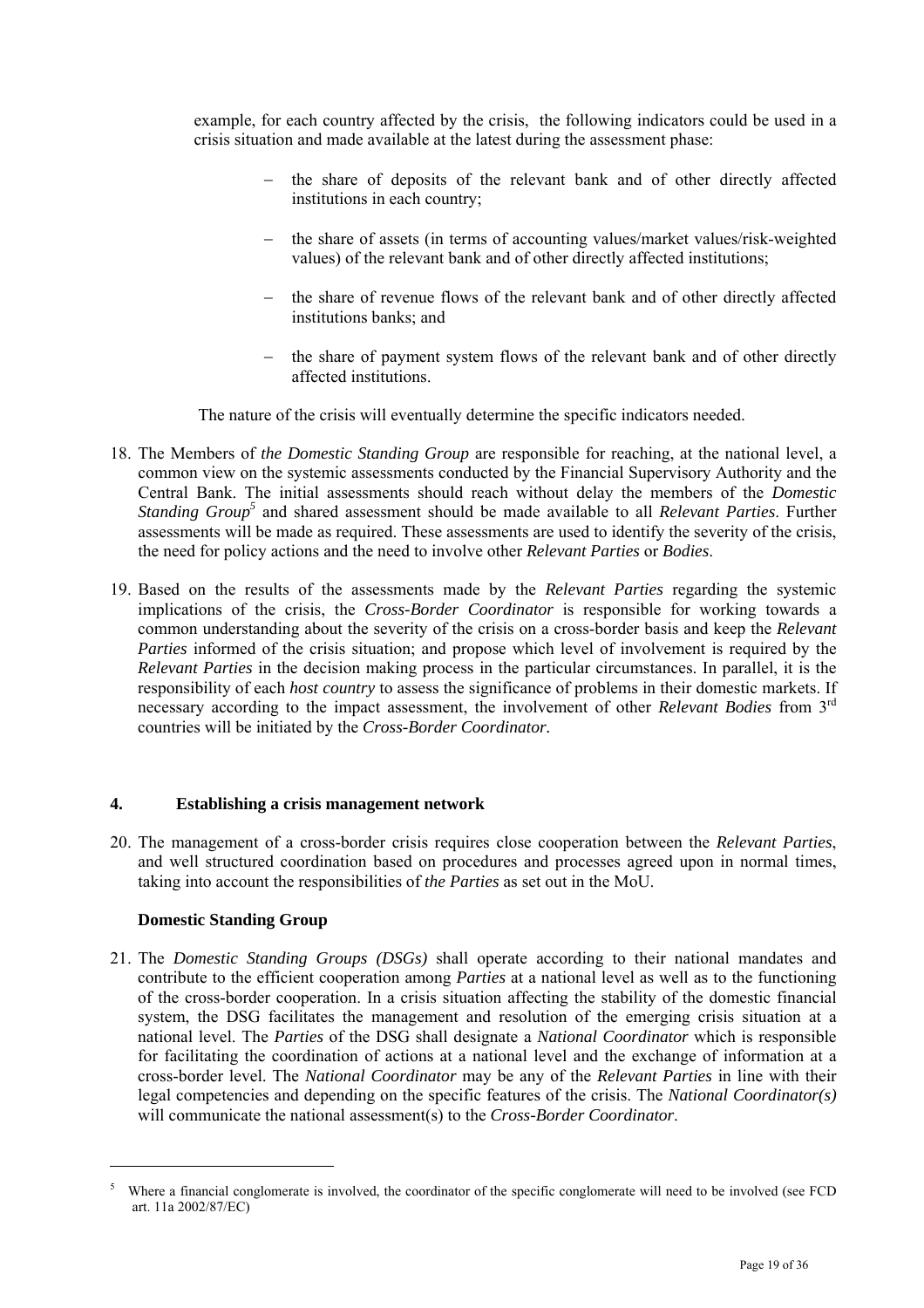example, for each country affected by the crisis, the following indicators could be used in a crisis situation and made available at the latest during the assessment phase:

- the share of deposits of the relevant bank and of other directly affected institutions in each country;
- the share of assets (in terms of accounting values/market values/risk-weighted values) of the relevant bank and of other directly affected institutions;
- the share of revenue flows of the relevant bank and of other directly affected institutions banks; and
- the share of payment system flows of the relevant bank and of other directly affected institutions.

The nature of the crisis will eventually determine the specific indicators needed.

18. The Members of *the Domestic Standing Group* are responsible for reaching, at the national level, a common view on the systemic assessments conducted by the Financial Supervisory Authority and the Central Bank. The initial assessments should reach without delay the members of the *Domestic Standing Group*[5] and shared assessment should be made available to all *Relevant Parties*. Further assessments will be made as required. These assessments are used to identify the severity of the crisis, the need for policy actions and the need to involve other *Relevant Parties* or *Bodies*.

19. Based on the results of the assessments made by the *Relevant Parties* regarding the systemic implications of the crisis, the *Cross-Border Coordinator* is responsible for working towards a common understanding about the severity of the crisis on a cross-border basis and keep the *Relevant Parties* informed of the crisis situation; and propose which level of involvement is required by the *Relevant Parties* in the decision making process in the particular circumstances. In parallel, it is the responsibility of each *host country* to assess the significance of problems in their domestic markets. If necessary according to the impact assessment, the involvement of other *Relevant Bodies* from 3rd countries will be initiated by the *Cross-Border Coordinator*.

## 4. Establishing a crisis management network

20. The management of a cross-border crisis requires close cooperation between the *Relevant Parties*, and well structured coordination based on procedures and processes agreed upon in normal times, taking into account the responsibilities of *the Parties* as set out in the MoU.

### Domestic Standing Group

21. The *Domestic Standing Groups (DSGs)* shall operate according to their national mandates and contribute to the efficient cooperation among *Parties* at a national level as well as to the functioning of the cross-border cooperation. In a crisis situation affecting the stability of the domestic financial system, the DSG facilitates the management and resolution of the emerging crisis situation at a national level. The *Parties* of the DSG shall designate a *National Coordinator* which is responsible for facilitating the coordination of actions at a national level and the exchange of information at a cross-border level. The *National Coordinator* may be any of the *Relevant Parties* in line with their legal competencies and depending on the specific features of the crisis. The *National Coordinator(s)* will communicate the national assessment(s) to the *Cross-Border Coordinator*.

---

[5] Where a financial conglomerate is involved, the coordinator of the specific conglomerate will need to be involved (see FCD art. 11a 2002/87/EC)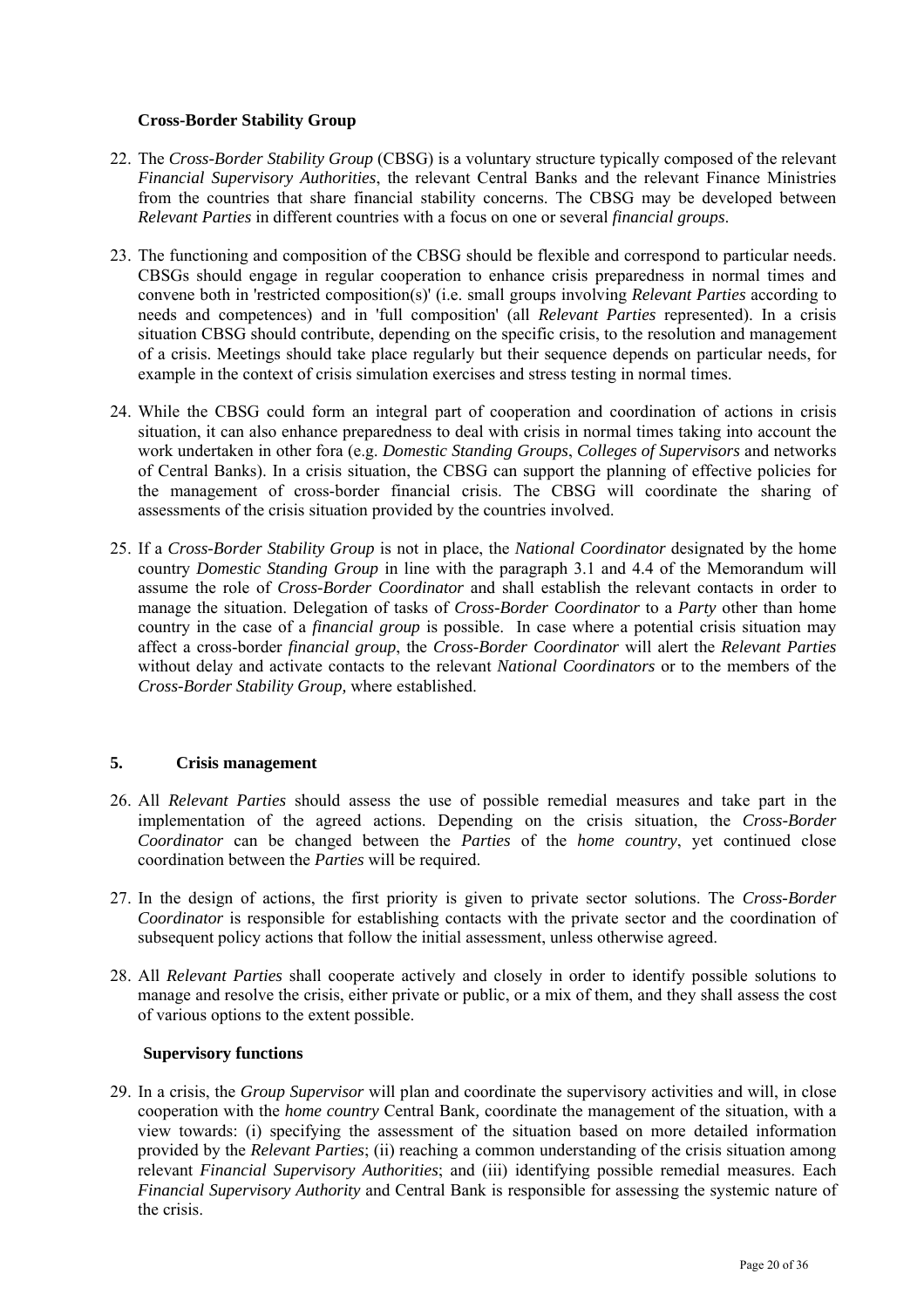**Cross-Border Stability Group**

22. The *Cross-Border Stability Group* (CBSG) is a voluntary structure typically composed of the relevant *Financial Supervisory Authorities*, the relevant Central Banks and the relevant Finance Ministries from the countries that share financial stability concerns. The CBSG may be developed between *Relevant Parties* in different countries with a focus on one or several *financial groups*.

23. The functioning and composition of the CBSG should be flexible and correspond to particular needs. CBSGs should engage in regular cooperation to enhance crisis preparedness in normal times and convene both in 'restricted composition(s)' (i.e. small groups involving *Relevant Parties* according to needs and competences) and in 'full composition' (all *Relevant Parties* represented). In a crisis situation CBSG should contribute, depending on the specific crisis, to the resolution and management of a crisis. Meetings should take place regularly but their sequence depends on particular needs, for example in the context of crisis simulation exercises and stress testing in normal times.

24. While the CBSG could form an integral part of cooperation and coordination of actions in crisis situation, it can also enhance preparedness to deal with crisis in normal times taking into account the work undertaken in other fora (e.g. *Domestic Standing Groups*, *Colleges of Supervisors* and networks of Central Banks). In a crisis situation, the CBSG can support the planning of effective policies for the management of cross-border financial crisis. The CBSG will coordinate the sharing of assessments of the crisis situation provided by the countries involved.

25. If a *Cross-Border Stability Group* is not in place, the *National Coordinator* designated by the home country *Domestic Standing Group* in line with the paragraph 3.1 and 4.4 of the Memorandum will assume the role of *Cross-Border Coordinator* and shall establish the relevant contacts in order to manage the situation. Delegation of tasks of *Cross-Border Coordinator* to a *Party* other than home country in the case of a *financial group* is possible. In case where a potential crisis situation may affect a cross-border *financial group*, the *Cross-Border Coordinator* will alert the *Relevant Parties* without delay and activate contacts to the relevant *National Coordinators* or to the members of the *Cross-Border Stability Group,* where established.

## 5. Crisis management

26. All *Relevant Parties* should assess the use of possible remedial measures and take part in the implementation of the agreed actions. Depending on the crisis situation, the *Cross-Border Coordinator* can be changed between the *Parties* of the *home country*, yet continued close coordination between the *Parties* will be required.

27. In the design of actions, the first priority is given to private sector solutions. The *Cross-Border Coordinator* is responsible for establishing contacts with the private sector and the coordination of subsequent policy actions that follow the initial assessment, unless otherwise agreed.

28. All *Relevant Parties* shall cooperate actively and closely in order to identify possible solutions to manage and resolve the crisis, either private or public, or a mix of them, and they shall assess the cost of various options to the extent possible.

**Supervisory functions**

29. In a crisis, the *Group Supervisor* will plan and coordinate the supervisory activities and will, in close cooperation with the *home country* Central Bank*,* coordinate the management of the situation, with a view towards: (i) specifying the assessment of the situation based on more detailed information provided by the *Relevant Parties*; (ii) reaching a common understanding of the crisis situation among relevant *Financial Supervisory Authorities*; and (iii) identifying possible remedial measures. Each *Financial Supervisory Authority* and Central Bank is responsible for assessing the systemic nature of the crisis.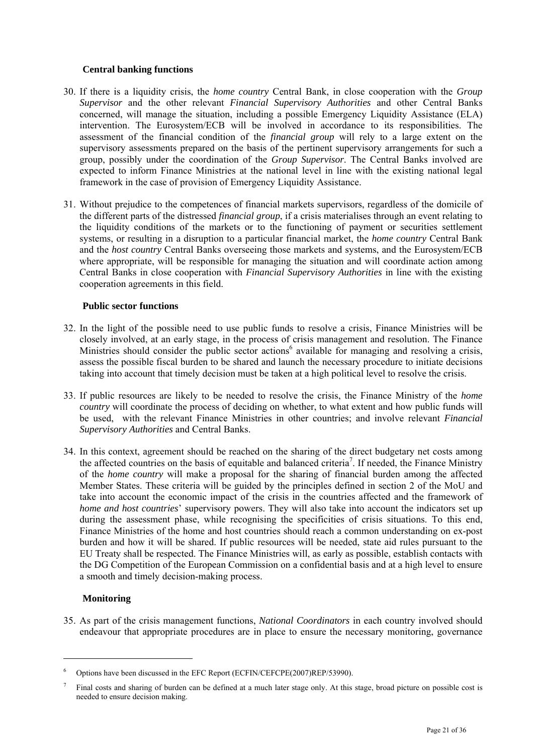### Central banking functions

30. If there is a liquidity crisis, the *home country* Central Bank, in close cooperation with the *Group Supervisor* and the other relevant *Financial Supervisory Authorities* and other Central Banks concerned, will manage the situation, including a possible Emergency Liquidity Assistance (ELA) intervention. The Eurosystem/ECB will be involved in accordance to its responsibilities. The assessment of the financial condition of the *financial group* will rely to a large extent on the supervisory assessments prepared on the basis of the pertinent supervisory arrangements for such a group, possibly under the coordination of the *Group Supervisor*. The Central Banks involved are expected to inform Finance Ministries at the national level in line with the existing national legal framework in the case of provision of Emergency Liquidity Assistance.

31. Without prejudice to the competences of financial markets supervisors, regardless of the domicile of the different parts of the distressed *financial group*, if a crisis materialises through an event relating to the liquidity conditions of the markets or to the functioning of payment or securities settlement systems, or resulting in a disruption to a particular financial market, the *home country* Central Bank and the *host country* Central Banks overseeing those markets and systems, and the Eurosystem/ECB where appropriate, will be responsible for managing the situation and will coordinate action among Central Banks in close cooperation with *Financial Supervisory Authorities* in line with the existing cooperation agreements in this field.

### Public sector functions

32. In the light of the possible need to use public funds to resolve a crisis, Finance Ministries will be closely involved, at an early stage, in the process of crisis management and resolution. The Finance Ministries should consider the public sector actions[6] available for managing and resolving a crisis, assess the possible fiscal burden to be shared and launch the necessary procedure to initiate decisions taking into account that timely decision must be taken at a high political level to resolve the crisis.

33. If public resources are likely to be needed to resolve the crisis, the Finance Ministry of the *home country* will coordinate the process of deciding on whether, to what extent and how public funds will be used, with the relevant Finance Ministries in other countries; and involve relevant *Financial Supervisory Authorities* and Central Banks.

34. In this context, agreement should be reached on the sharing of the direct budgetary net costs among the affected countries on the basis of equitable and balanced criteria[7]. If needed, the Finance Ministry of the *home country* will make a proposal for the sharing of financial burden among the affected Member States. These criteria will be guided by the principles defined in section 2 of the MoU and take into account the economic impact of the crisis in the countries affected and the framework of *home and host countries*' supervisory powers. They will also take into account the indicators set up during the assessment phase, while recognising the specificities of crisis situations. To this end, Finance Ministries of the home and host countries should reach a common understanding on ex-post burden and how it will be shared. If public resources will be needed, state aid rules pursuant to the EU Treaty shall be respected. The Finance Ministries will, as early as possible, establish contacts with the DG Competition of the European Commission on a confidential basis and at a high level to ensure a smooth and timely decision-making process.

### Monitoring

35. As part of the crisis management functions, *National Coordinators* in each country involved should endeavour that appropriate procedures are in place to ensure the necessary monitoring, governance

---

[6] Options have been discussed in the EFC Report (ECFIN/CEFCPE(2007)REP/53990).

[7] Final costs and sharing of burden can be defined at a much later stage only. At this stage, broad picture on possible cost is needed to ensure decision making.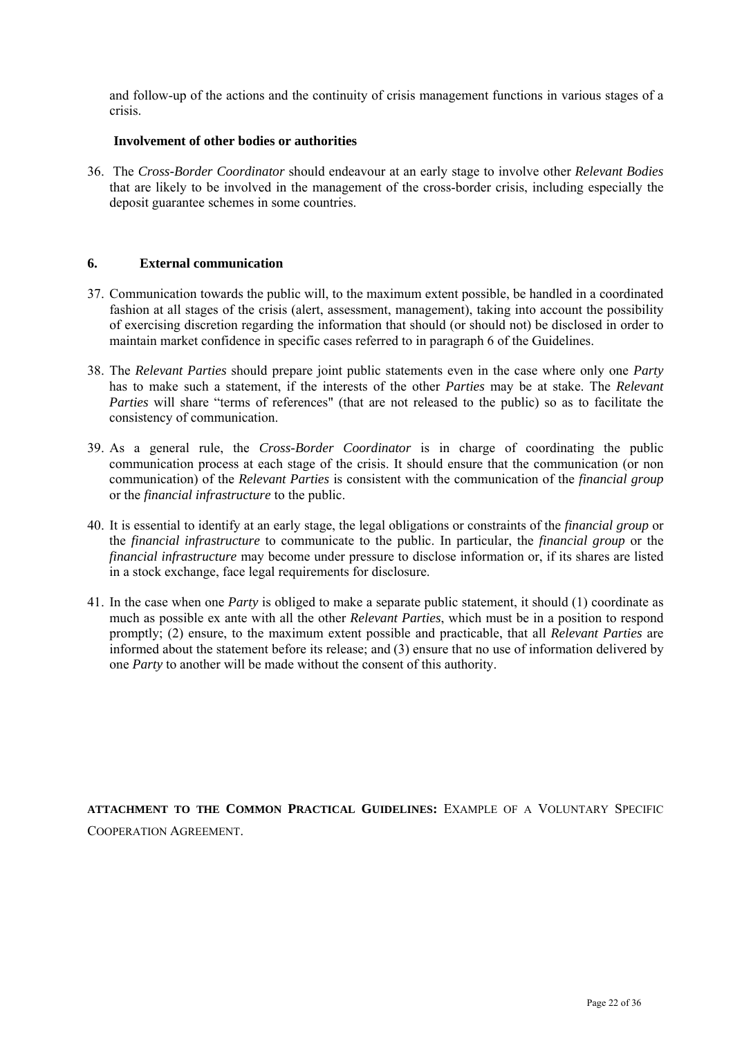and follow-up of the actions and the continuity of crisis management functions in various stages of a crisis.

**Involvement of other bodies or authorities**

36. The *Cross-Border Coordinator* should endeavour at an early stage to involve other *Relevant Bodies* that are likely to be involved in the management of the cross-border crisis, including especially the deposit guarantee schemes in some countries.

## 6. External communication

37. Communication towards the public will, to the maximum extent possible, be handled in a coordinated fashion at all stages of the crisis (alert, assessment, management), taking into account the possibility of exercising discretion regarding the information that should (or should not) be disclosed in order to maintain market confidence in specific cases referred to in paragraph 6 of the Guidelines.

38. The *Relevant Parties* should prepare joint public statements even in the case where only one *Party* has to make such a statement, if the interests of the other *Parties* may be at stake. The *Relevant Parties* will share "terms of references" (that are not released to the public) so as to facilitate the consistency of communication.

39. As a general rule, the *Cross-Border Coordinator* is in charge of coordinating the public communication process at each stage of the crisis. It should ensure that the communication (or non communication) of the *Relevant Parties* is consistent with the communication of the *financial group* or the *financial infrastructure* to the public.

40. It is essential to identify at an early stage, the legal obligations or constraints of the *financial group* or the *financial infrastructure* to communicate to the public. In particular, the *financial group* or the *financial infrastructure* may become under pressure to disclose information or, if its shares are listed in a stock exchange, face legal requirements for disclosure.

41. In the case when one *Party* is obliged to make a separate public statement, it should (1) coordinate as much as possible ex ante with all the other *Relevant Parties*, which must be in a position to respond promptly; (2) ensure, to the maximum extent possible and practicable, that all *Relevant Parties* are informed about the statement before its release; and (3) ensure that no use of information delivered by one *Party* to another will be made without the consent of this authority.

**ATTACHMENT TO THE COMMON PRACTICAL GUIDELINES:** EXAMPLE OF A VOLUNTARY SPECIFIC COOPERATION AGREEMENT.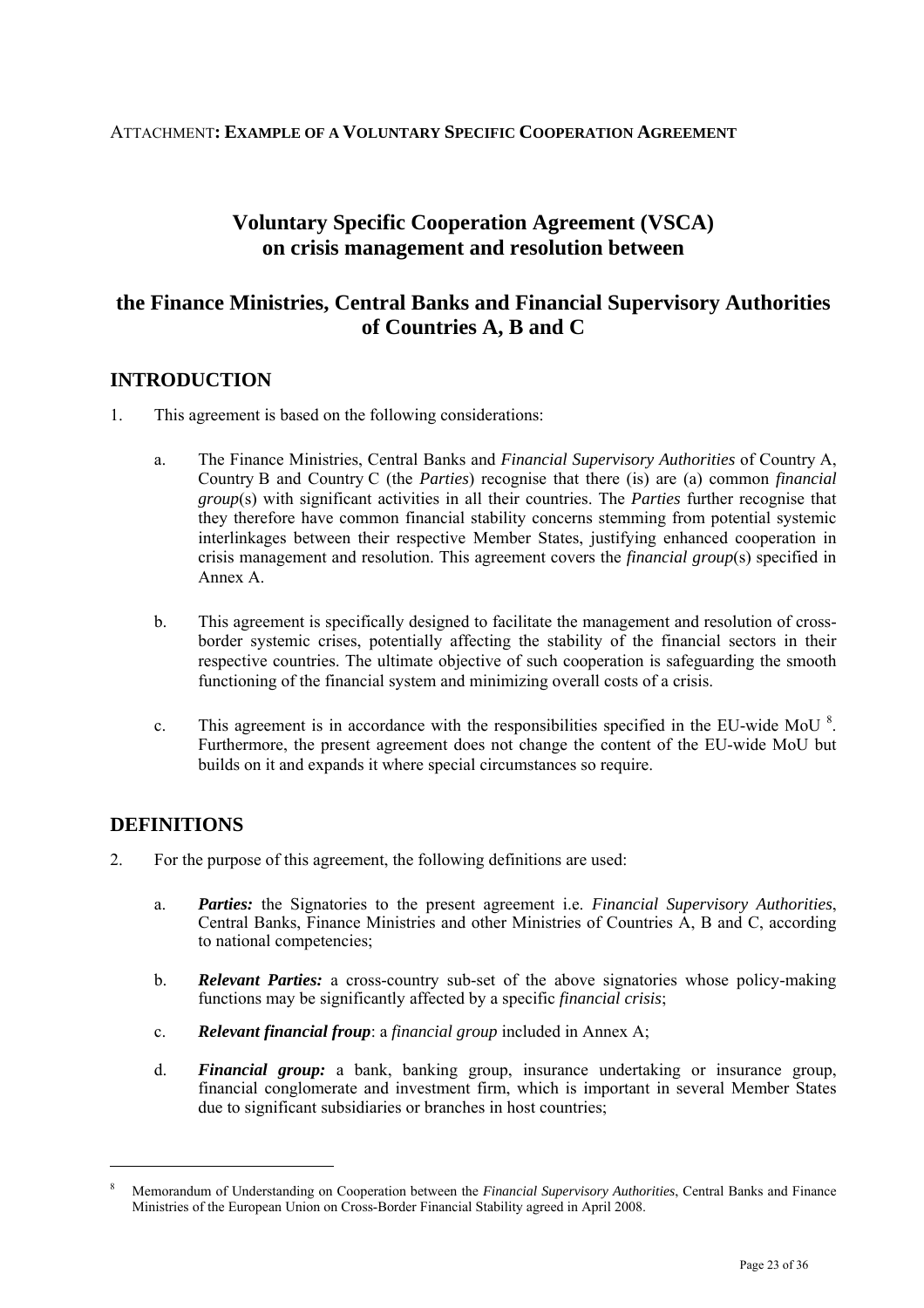ATTACHMENT**: EXAMPLE OF A VOLUNTARY SPECIFIC COOPERATION AGREEMENT**

# Voluntary Specific Cooperation Agreement (VSCA) on crisis management and resolution between

# the Finance Ministries, Central Banks and Financial Supervisory Authorities of Countries A, B and C

## INTRODUCTION

1. This agreement is based on the following considerations:

   a. The Finance Ministries, Central Banks and *Financial Supervisory Authorities* of Country A, Country B and Country C (the *Parties*) recognise that there (is) are (a) common *financial group*(s) with significant activities in all their countries. The *Parties* further recognise that they therefore have common financial stability concerns stemming from potential systemic interlinkages between their respective Member States, justifying enhanced cooperation in crisis management and resolution. This agreement covers the *financial group*(s) specified in Annex A.

   b. This agreement is specifically designed to facilitate the management and resolution of cross-border systemic crises, potentially affecting the stability of the financial sectors in their respective countries. The ultimate objective of such cooperation is safeguarding the smooth functioning of the financial system and minimizing overall costs of a crisis.

   c. This agreement is in accordance with the responsibilities specified in the EU-wide MoU [8]. Furthermore, the present agreement does not change the content of the EU-wide MoU but builds on it and expands it where special circumstances so require.

## DEFINITIONS

2. For the purpose of this agreement, the following definitions are used:

   a. ***Parties:*** the Signatories to the present agreement i.e. *Financial Supervisory Authorities*, Central Banks, Finance Ministries and other Ministries of Countries A, B and C, according to national competencies;

   b. ***Relevant Parties:*** a cross-country sub-set of the above signatories whose policy-making functions may be significantly affected by a specific *financial crisis*;

   c. ***Relevant financial froup***: a *financial group* included in Annex A;

   d. ***Financial group:*** a bank, banking group, insurance undertaking or insurance group, financial conglomerate and investment firm, which is important in several Member States due to significant subsidiaries or branches in host countries;

---

[8] Memorandum of Understanding on Cooperation between the *Financial Supervisory Authorities*, Central Banks and Finance Ministries of the European Union on Cross-Border Financial Stability agreed in April 2008.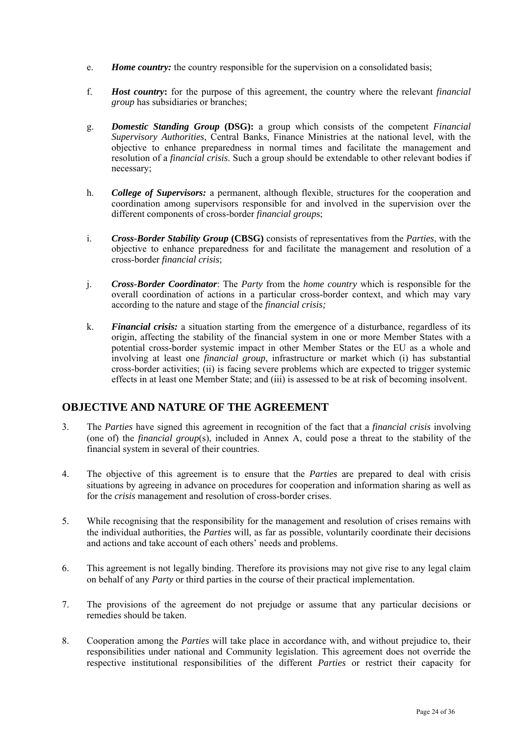e. ***Home country:*** the country responsible for the supervision on a consolidated basis;

f. ***Host country*****:** for the purpose of this agreement, the country where the relevant *financial group* has subsidiaries or branches;

g. ***Domestic Standing Group*** **(DSG):** a group which consists of the competent *Financial Supervisory Authorities*, Central Banks, Finance Ministries at the national level, with the objective to enhance preparedness in normal times and facilitate the management and resolution of a *financial crisis*. Such a group should be extendable to other relevant bodies if necessary;

h. ***College of Supervisors:*** a permanent, although flexible, structures for the cooperation and coordination among supervisors responsible for and involved in the supervision over the different components of cross-border *financial group*s;

i. ***Cross-Border Stability Group*** **(CBSG)** consists of representatives from the *Parties*, with the objective to enhance preparedness for and facilitate the management and resolution of a cross-border *financial crisis*;

j. ***Cross-Border Coordinator***: The *Party* from the *home country* which is responsible for the overall coordination of actions in a particular cross-border context, and which may vary according to the nature and stage of the *financial crisis;*

k. ***Financial crisis:*** a situation starting from the emergence of a disturbance, regardless of its origin, affecting the stability of the financial system in one or more Member States with a potential cross-border systemic impact in other Member States or the EU as a whole and involving at least one *financial group*, infrastructure or market which (i) has substantial cross-border activities; (ii) is facing severe problems which are expected to trigger systemic effects in at least one Member State; and (iii) is assessed to be at risk of becoming insolvent.

## OBJECTIVE AND NATURE OF THE AGREEMENT

3. The *Parties* have signed this agreement in recognition of the fact that a *financial crisis* involving (one of) the *financial group*(s), included in Annex A, could pose a threat to the stability of the financial system in several of their countries.

4. The objective of this agreement is to ensure that the *Parties* are prepared to deal with crisis situations by agreeing in advance on procedures for cooperation and information sharing as well as for the *crisis* management and resolution of cross-border crises.

5. While recognising that the responsibility for the management and resolution of crises remains with the individual authorities, the *Parties* will, as far as possible, voluntarily coordinate their decisions and actions and take account of each others' needs and problems.

6. This agreement is not legally binding. Therefore its provisions may not give rise to any legal claim on behalf of any *Party* or third parties in the course of their practical implementation.

7. The provisions of the agreement do not prejudge or assume that any particular decisions or remedies should be taken.

8. Cooperation among the *Parties* will take place in accordance with, and without prejudice to, their responsibilities under national and Community legislation. This agreement does not override the respective institutional responsibilities of the different *Parties* or restrict their capacity for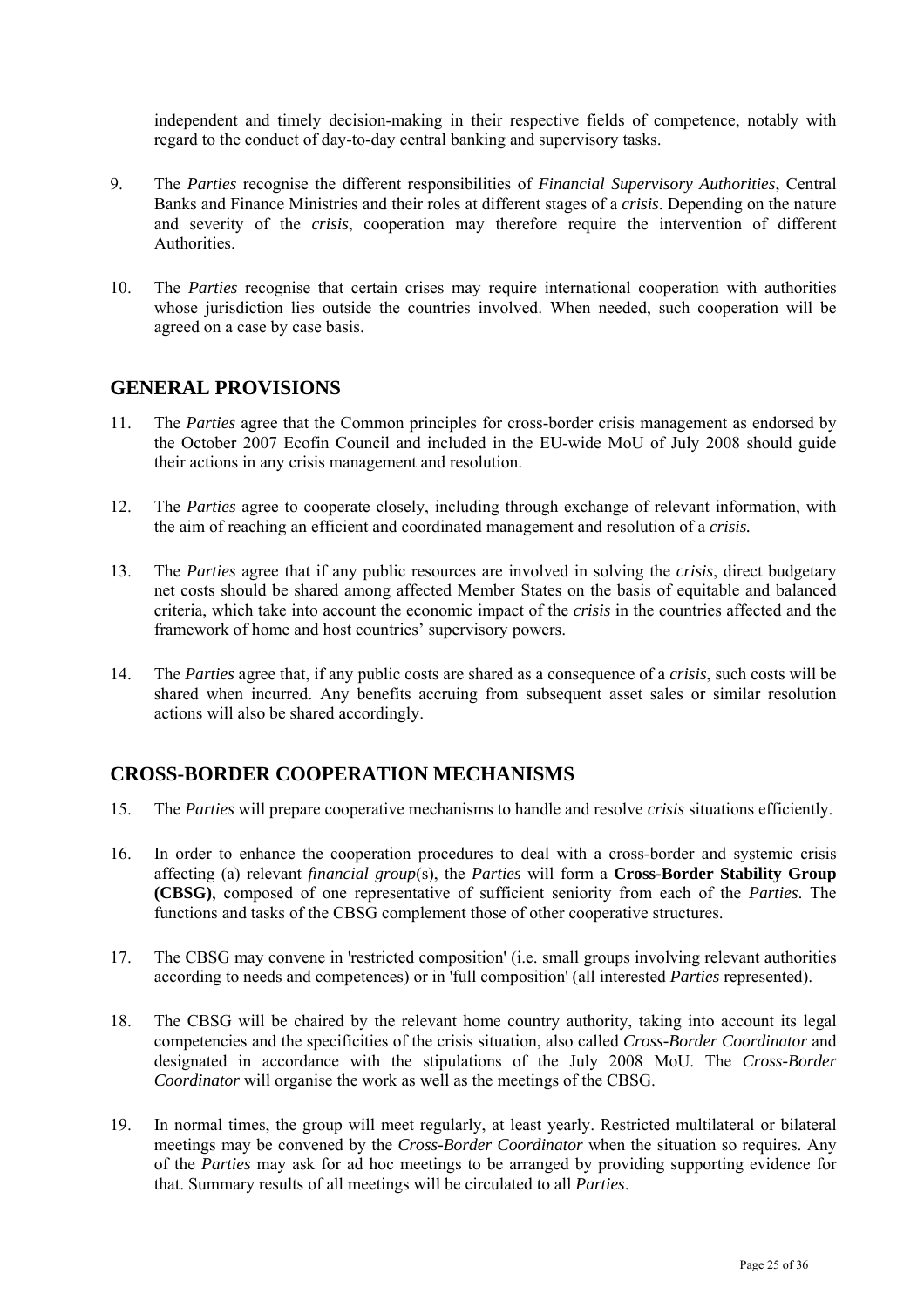independent and timely decision-making in their respective fields of competence, notably with regard to the conduct of day-to-day central banking and supervisory tasks.

9. The *Parties* recognise the different responsibilities of *Financial Supervisory Authorities*, Central Banks and Finance Ministries and their roles at different stages of a *crisis*. Depending on the nature and severity of the *crisis*, cooperation may therefore require the intervention of different Authorities.

10. The *Parties* recognise that certain crises may require international cooperation with authorities whose jurisdiction lies outside the countries involved. When needed, such cooperation will be agreed on a case by case basis.

## GENERAL PROVISIONS

11. The *Parties* agree that the Common principles for cross-border crisis management as endorsed by the October 2007 Ecofin Council and included in the EU-wide MoU of July 2008 should guide their actions in any crisis management and resolution.

12. The *Parties* agree to cooperate closely, including through exchange of relevant information, with the aim of reaching an efficient and coordinated management and resolution of a *crisis.*

13. The *Parties* agree that if any public resources are involved in solving the *crisis*, direct budgetary net costs should be shared among affected Member States on the basis of equitable and balanced criteria, which take into account the economic impact of the *crisis* in the countries affected and the framework of home and host countries' supervisory powers.

14. The *Parties* agree that, if any public costs are shared as a consequence of a *crisis*, such costs will be shared when incurred. Any benefits accruing from subsequent asset sales or similar resolution actions will also be shared accordingly.

## CROSS-BORDER COOPERATION MECHANISMS

15. The *Parties* will prepare cooperative mechanisms to handle and resolve *crisis* situations efficiently.

16. In order to enhance the cooperation procedures to deal with a cross-border and systemic crisis affecting (a) relevant *financial group*(s), the *Parties* will form a **Cross-Border Stability Group (CBSG)**, composed of one representative of sufficient seniority from each of the *Parties*. The functions and tasks of the CBSG complement those of other cooperative structures.

17. The CBSG may convene in 'restricted composition' (i.e. small groups involving relevant authorities according to needs and competences) or in 'full composition' (all interested *Parties* represented).

18. The CBSG will be chaired by the relevant home country authority, taking into account its legal competencies and the specificities of the crisis situation, also called *Cross-Border Coordinator* and designated in accordance with the stipulations of the July 2008 MoU. The *Cross-Border Coordinator* will organise the work as well as the meetings of the CBSG.

19. In normal times, the group will meet regularly, at least yearly. Restricted multilateral or bilateral meetings may be convened by the *Cross-Border Coordinator* when the situation so requires. Any of the *Parties* may ask for ad hoc meetings to be arranged by providing supporting evidence for that. Summary results of all meetings will be circulated to all *Parties*.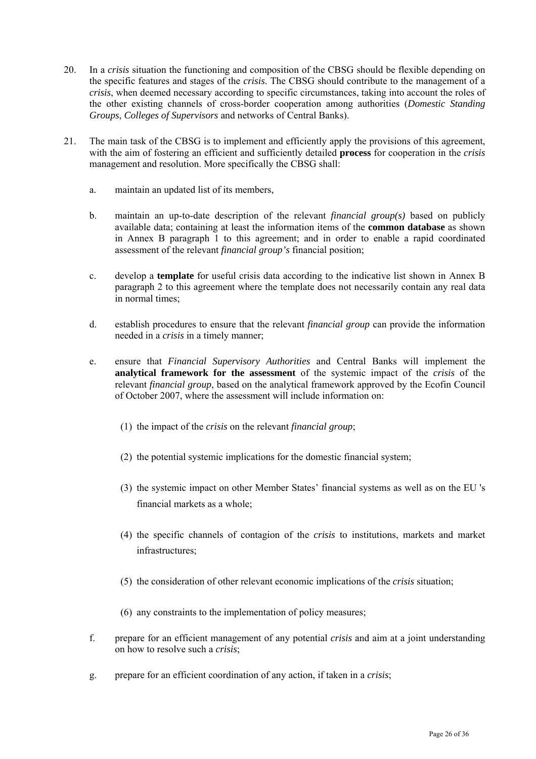20. In a *crisis* situation the functioning and composition of the CBSG should be flexible depending on the specific features and stages of the *crisis*. The CBSG should contribute to the management of a *crisis*, when deemed necessary according to specific circumstances, taking into account the roles of the other existing channels of cross-border cooperation among authorities (*Domestic Standing Groups*, *Colleges of Supervisors* and networks of Central Banks).

21. The main task of the CBSG is to implement and efficiently apply the provisions of this agreement, with the aim of fostering an efficient and sufficiently detailed **process** for cooperation in the *crisis* management and resolution. More specifically the CBSG shall:

    a. maintain an updated list of its members,

    b. maintain an up-to-date description of the relevant *financial group(s)* based on publicly available data; containing at least the information items of the **common database** as shown in Annex B paragraph 1 to this agreement; and in order to enable a rapid coordinated assessment of the relevant *financial group's* financial position;

    c. develop a **template** for useful crisis data according to the indicative list shown in Annex B paragraph 2 to this agreement where the template does not necessarily contain any real data in normal times;

    d. establish procedures to ensure that the relevant *financial group* can provide the information needed in a *crisis* in a timely manner;

    e. ensure that *Financial Supervisory Authorities* and Central Banks will implement the **analytical framework for the assessment** of the systemic impact of the *crisis* of the relevant *financial group*, based on the analytical framework approved by the Ecofin Council of October 2007, where the assessment will include information on:

        (1) the impact of the *crisis* on the relevant *financial group*;

        (2) the potential systemic implications for the domestic financial system;

        (3) the systemic impact on other Member States' financial systems as well as on the EU 's financial markets as a whole;

        (4) the specific channels of contagion of the *crisis* to institutions, markets and market infrastructures;

        (5) the consideration of other relevant economic implications of the *crisis* situation;

        (6) any constraints to the implementation of policy measures;

    f. prepare for an efficient management of any potential *crisis* and aim at a joint understanding on how to resolve such a *crisis*;

    g. prepare for an efficient coordination of any action, if taken in a *crisis*;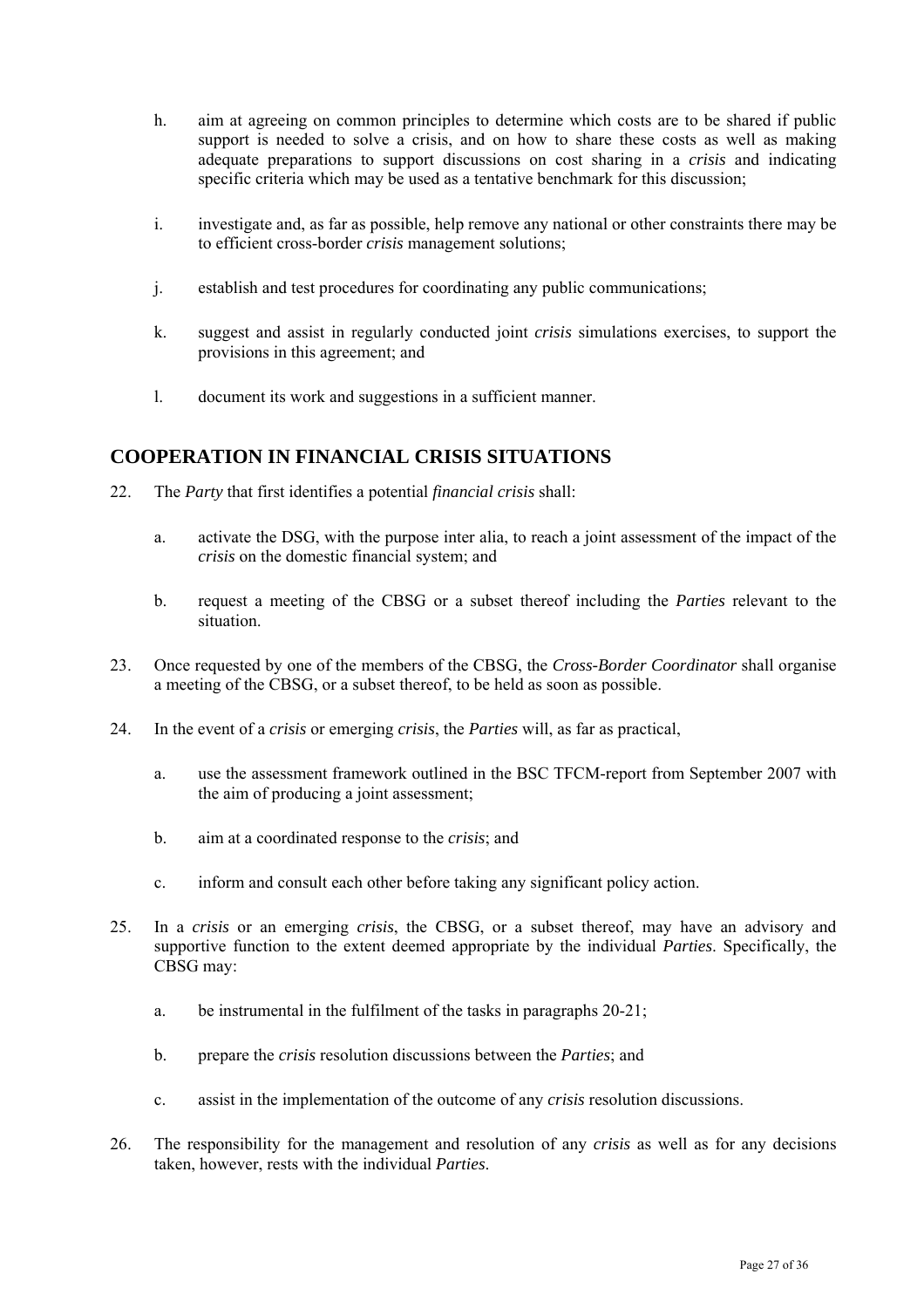h. aim at agreeing on common principles to determine which costs are to be shared if public support is needed to solve a crisis, and on how to share these costs as well as making adequate preparations to support discussions on cost sharing in a *crisis* and indicating specific criteria which may be used as a tentative benchmark for this discussion;

i. investigate and, as far as possible, help remove any national or other constraints there may be to efficient cross-border *crisis* management solutions;

j. establish and test procedures for coordinating any public communications;

k. suggest and assist in regularly conducted joint *crisis* simulations exercises, to support the provisions in this agreement; and

l. document its work and suggestions in a sufficient manner.

## COOPERATION IN FINANCIAL CRISIS SITUATIONS

22. The *Party* that first identifies a potential *financial crisis* shall:

    a. activate the DSG, with the purpose inter alia, to reach a joint assessment of the impact of the *crisis* on the domestic financial system; and

    b. request a meeting of the CBSG or a subset thereof including the *Parties* relevant to the situation.

23. Once requested by one of the members of the CBSG, the *Cross-Border Coordinator* shall organise a meeting of the CBSG, or a subset thereof, to be held as soon as possible.

24. In the event of a *crisis* or emerging *crisis*, the *Parties* will, as far as practical,

    a. use the assessment framework outlined in the BSC TFCM-report from September 2007 with the aim of producing a joint assessment;

    b. aim at a coordinated response to the *crisis*; and

    c. inform and consult each other before taking any significant policy action.

25. In a *crisis* or an emerging *crisis*, the CBSG, or a subset thereof, may have an advisory and supportive function to the extent deemed appropriate by the individual *Parties*. Specifically, the CBSG may:

    a. be instrumental in the fulfilment of the tasks in paragraphs 20-21;

    b. prepare the *crisis* resolution discussions between the *Parties*; and

    c. assist in the implementation of the outcome of any *crisis* resolution discussions.

26. The responsibility for the management and resolution of any *crisis* as well as for any decisions taken, however, rests with the individual *Parties*.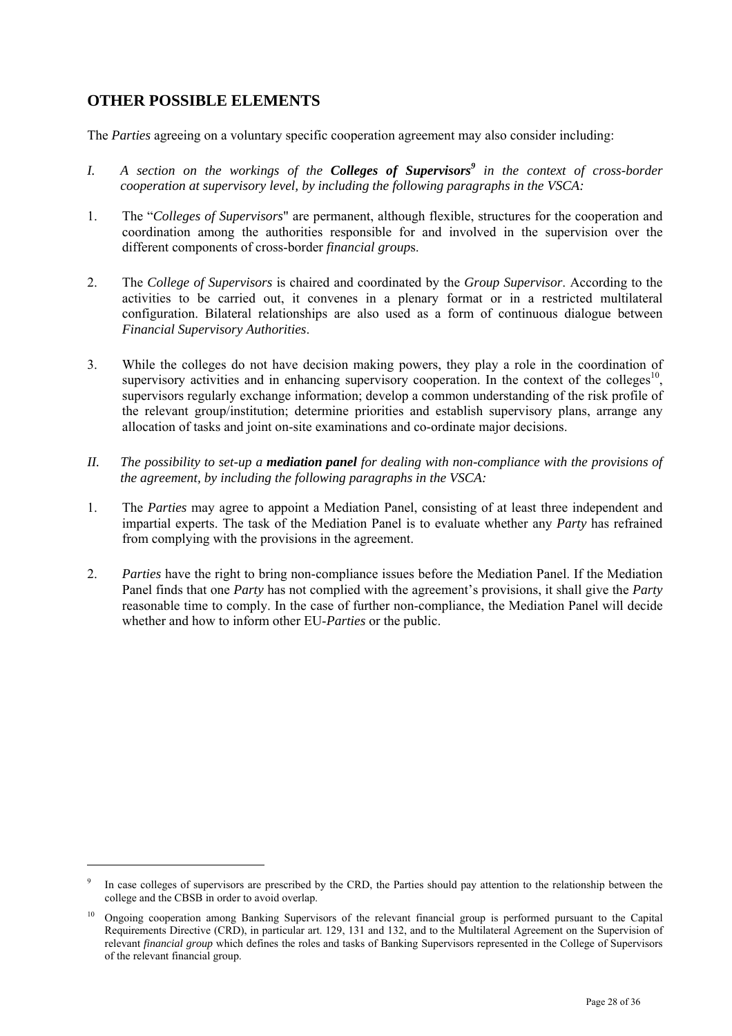## OTHER POSSIBLE ELEMENTS

The *Parties* agreeing on a voluntary specific cooperation agreement may also consider including:

*I. A section on the workings of the **Colleges of Supervisors**[9] in the context of cross-border cooperation at supervisory level, by including the following paragraphs in the VSCA:*

1. The "*Colleges of Supervisors*" are permanent, although flexible, structures for the cooperation and coordination among the authorities responsible for and involved in the supervision over the different components of cross-border *financial group*s.

2. The *College of Supervisors* is chaired and coordinated by the *Group Supervisor*. According to the activities to be carried out, it convenes in a plenary format or in a restricted multilateral configuration. Bilateral relationships are also used as a form of continuous dialogue between *Financial Supervisory Authorities*.

3. While the colleges do not have decision making powers, they play a role in the coordination of supervisory activities and in enhancing supervisory cooperation. In the context of the colleges[10], supervisors regularly exchange information; develop a common understanding of the risk profile of the relevant group/institution; determine priorities and establish supervisory plans, arrange any allocation of tasks and joint on-site examinations and co-ordinate major decisions.

*II. The possibility to set-up a **mediation panel** for dealing with non-compliance with the provisions of the agreement, by including the following paragraphs in the VSCA:*

1. The *Parties* may agree to appoint a Mediation Panel, consisting of at least three independent and impartial experts. The task of the Mediation Panel is to evaluate whether any *Party* has refrained from complying with the provisions in the agreement.

2. *Parties* have the right to bring non-compliance issues before the Mediation Panel. If the Mediation Panel finds that one *Party* has not complied with the agreement's provisions, it shall give the *Party* reasonable time to comply. In the case of further non-compliance, the Mediation Panel will decide whether and how to inform other EU-*Parties* or the public.

---

[9] In case colleges of supervisors are prescribed by the CRD, the Parties should pay attention to the relationship between the college and the CBSB in order to avoid overlap.

[10] Ongoing cooperation among Banking Supervisors of the relevant financial group is performed pursuant to the Capital Requirements Directive (CRD), in particular art. 129, 131 and 132, and to the Multilateral Agreement on the Supervision of relevant *financial group* which defines the roles and tasks of Banking Supervisors represented in the College of Supervisors of the relevant financial group.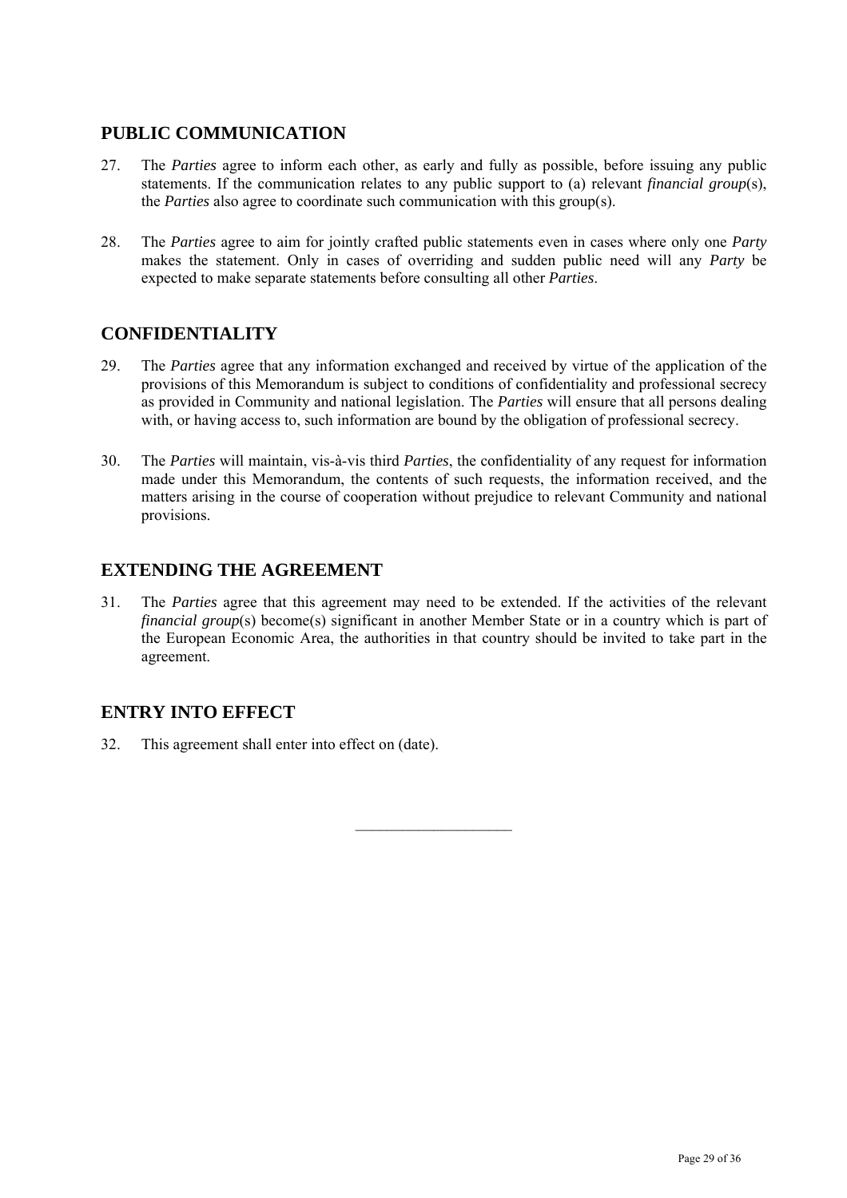## PUBLIC COMMUNICATION

27. The *Parties* agree to inform each other, as early and fully as possible, before issuing any public statements. If the communication relates to any public support to (a) relevant *financial group*(s), the *Parties* also agree to coordinate such communication with this group(s).

28. The *Parties* agree to aim for jointly crafted public statements even in cases where only one *Party* makes the statement. Only in cases of overriding and sudden public need will any *Party* be expected to make separate statements before consulting all other *Parties*.

## CONFIDENTIALITY

29. The *Parties* agree that any information exchanged and received by virtue of the application of the provisions of this Memorandum is subject to conditions of confidentiality and professional secrecy as provided in Community and national legislation. The *Parties* will ensure that all persons dealing with, or having access to, such information are bound by the obligation of professional secrecy.

30. The *Parties* will maintain, vis-à-vis third *Parties*, the confidentiality of any request for information made under this Memorandum, the contents of such requests, the information received, and the matters arising in the course of cooperation without prejudice to relevant Community and national provisions.

## EXTENDING THE AGREEMENT

31. The *Parties* agree that this agreement may need to be extended. If the activities of the relevant *financial group*(s) become(s) significant in another Member State or in a country which is part of the European Economic Area, the authorities in that country should be invited to take part in the agreement.

## ENTRY INTO EFFECT

32. This agreement shall enter into effect on (date).

---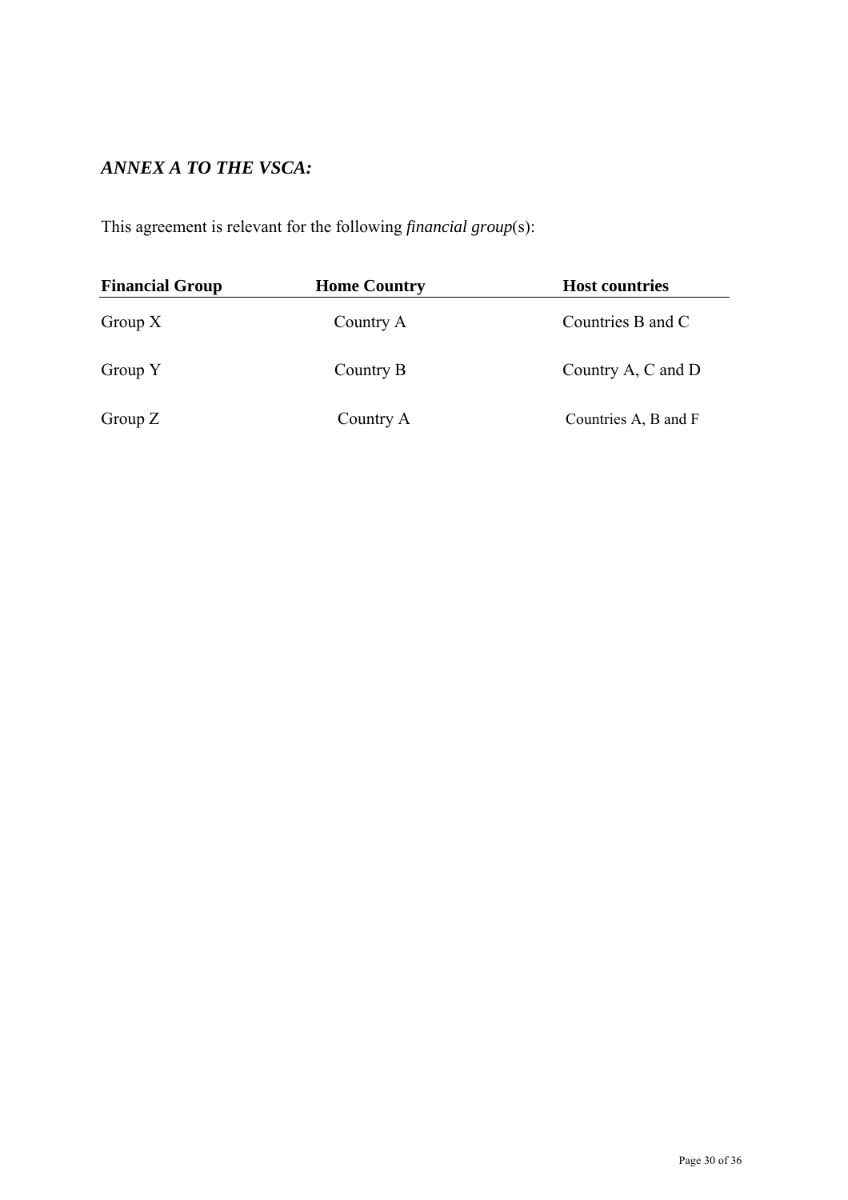***ANNEX A TO THE VSCA:***

This agreement is relevant for the following *financial group*(s):

| **Financial Group** | **Home Country** | **Host countries** |
|---|---|---|
| Group X | Country A | Countries B and C |
| Group Y | Country B | Country A, C and D |
| Group Z | Country A | Countries A, B and F |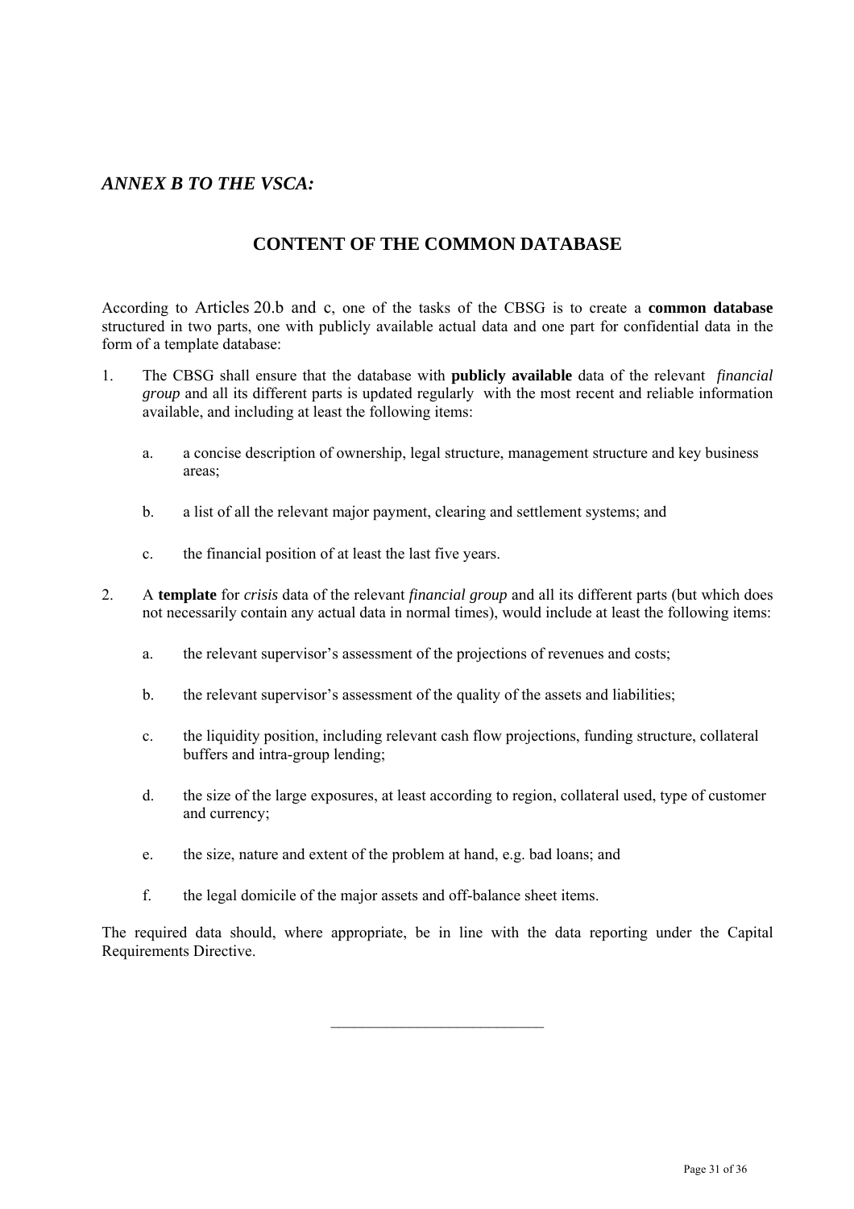## *ANNEX B TO THE VSCA:*

## CONTENT OF THE COMMON DATABASE

According to Articles 20.b and c, one of the tasks of the CBSG is to create a **common database** structured in two parts, one with publicly available actual data and one part for confidential data in the form of a template database:

1. The CBSG shall ensure that the database with **publicly available** data of the relevant *financial group* and all its different parts is updated regularly with the most recent and reliable information available, and including at least the following items:

   a. a concise description of ownership, legal structure, management structure and key business areas;

   b. a list of all the relevant major payment, clearing and settlement systems; and

   c. the financial position of at least the last five years.

2. A **template** for *crisis* data of the relevant *financial group* and all its different parts (but which does not necessarily contain any actual data in normal times), would include at least the following items:

   a. the relevant supervisor's assessment of the projections of revenues and costs;

   b. the relevant supervisor's assessment of the quality of the assets and liabilities;

   c. the liquidity position, including relevant cash flow projections, funding structure, collateral buffers and intra-group lending;

   d. the size of the large exposures, at least according to region, collateral used, type of customer and currency;

   e. the size, nature and extent of the problem at hand, e.g. bad loans; and

   f. the legal domicile of the major assets and off-balance sheet items.

The required data should, where appropriate, be in line with the data reporting under the Capital Requirements Directive.

---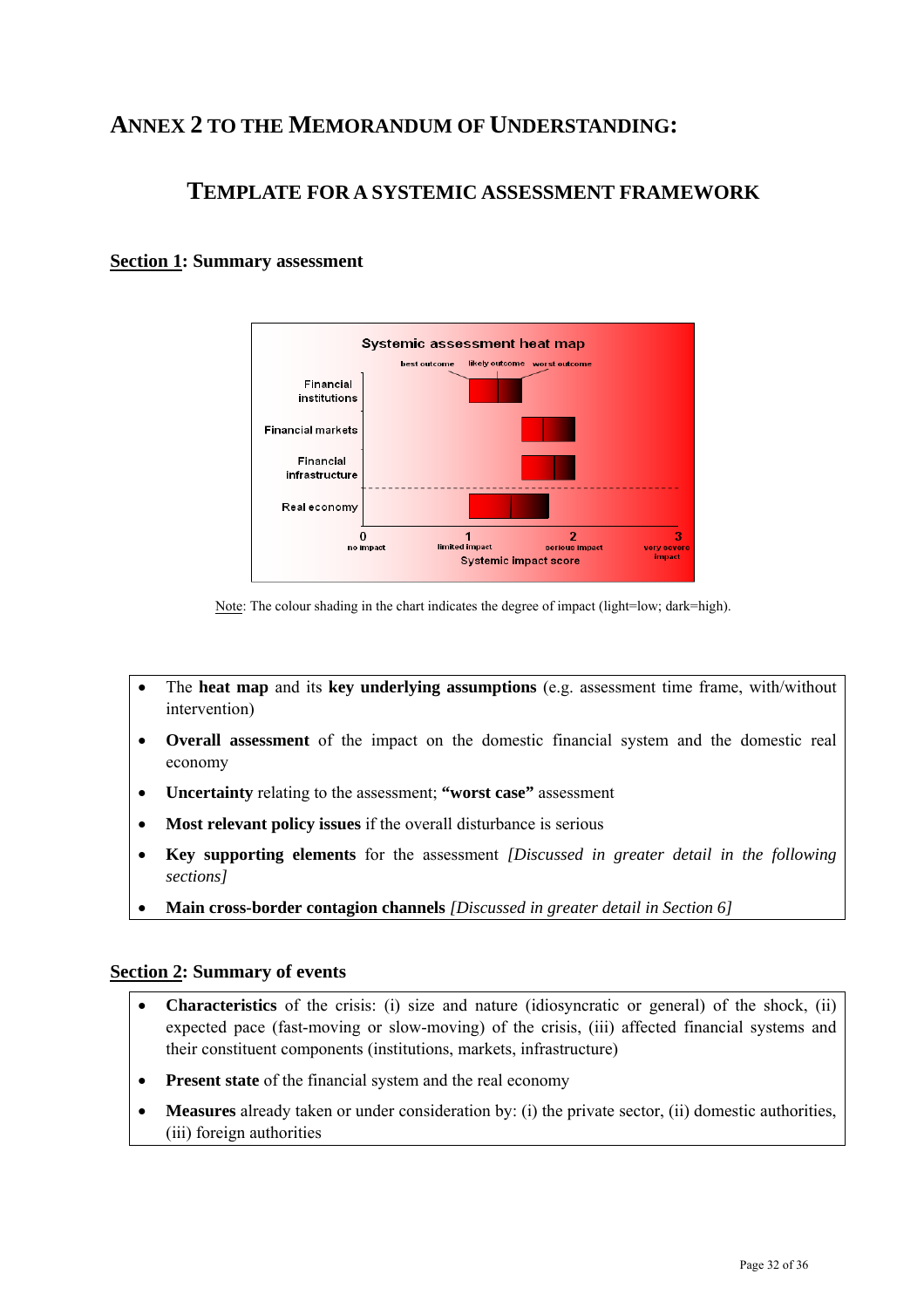# Annex 2 to the Memorandum of Understanding:

## Template for a Systemic Assessment Framework

**Section 1: Summary assessment**

Note: The colour shading in the chart indicates the degree of impact (light=low; dark=high).

- The **heat map** and its **key underlying assumptions** (e.g. assessment time frame, with/without intervention)
- **Overall assessment** of the impact on the domestic financial system and the domestic real economy
- **Uncertainty** relating to the assessment; **"worst case"** assessment
- **Most relevant policy issues** if the overall disturbance is serious
- **Key supporting elements** for the assessment *[Discussed in greater detail in the following sections]*
- **Main cross-border contagion channels** *[Discussed in greater detail in Section 6]*

**Section 2: Summary of events**

- **Characteristics** of the crisis: (i) size and nature (idiosyncratic or general) of the shock, (ii) expected pace (fast-moving or slow-moving) of the crisis, (iii) affected financial systems and their constituent components (institutions, markets, infrastructure)
- **Present state** of the financial system and the real economy
- **Measures** already taken or under consideration by: (i) the private sector, (ii) domestic authorities, (iii) foreign authorities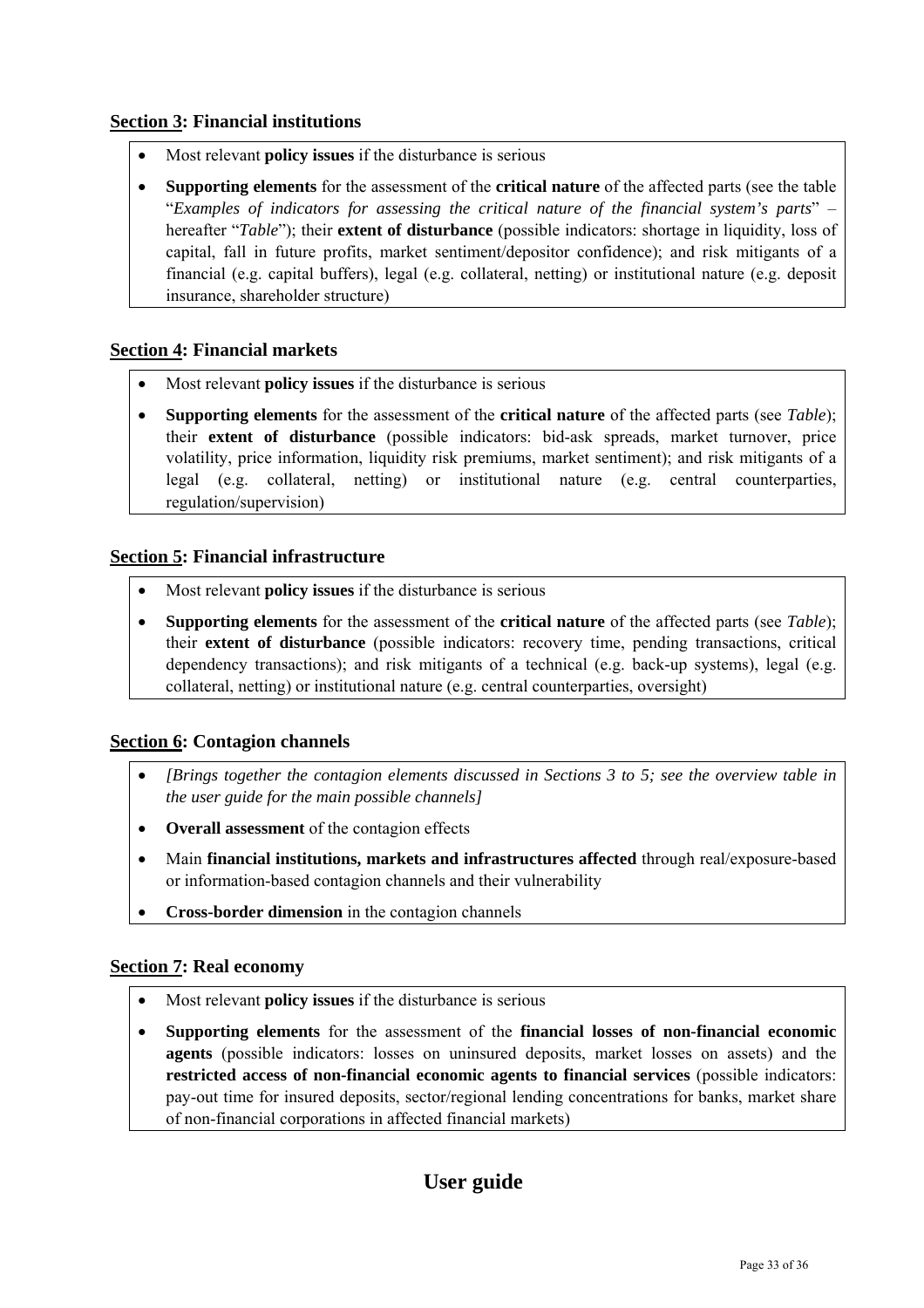### Section 3: Financial institutions

- Most relevant **policy issues** if the disturbance is serious
- **Supporting elements** for the assessment of the **critical nature** of the affected parts (see the table "*Examples of indicators for assessing the critical nature of the financial system's parts*" – hereafter "*Table*"); their **extent of disturbance** (possible indicators: shortage in liquidity, loss of capital, fall in future profits, market sentiment/depositor confidence); and risk mitigants of a financial (e.g. capital buffers), legal (e.g. collateral, netting) or institutional nature (e.g. deposit insurance, shareholder structure)

### Section 4: Financial markets

- Most relevant **policy issues** if the disturbance is serious
- **Supporting elements** for the assessment of the **critical nature** of the affected parts (see *Table*); their **extent of disturbance** (possible indicators: bid-ask spreads, market turnover, price volatility, price information, liquidity risk premiums, market sentiment); and risk mitigants of a legal (e.g. collateral, netting) or institutional nature (e.g. central counterparties, regulation/supervision)

### Section 5: Financial infrastructure

- Most relevant **policy issues** if the disturbance is serious
- **Supporting elements** for the assessment of the **critical nature** of the affected parts (see *Table*); their **extent of disturbance** (possible indicators: recovery time, pending transactions, critical dependency transactions); and risk mitigants of a technical (e.g. back-up systems), legal (e.g. collateral, netting) or institutional nature (e.g. central counterparties, oversight)

### Section 6: Contagion channels

- *[Brings together the contagion elements discussed in Sections 3 to 5; see the overview table in the user guide for the main possible channels]*
- **Overall assessment** of the contagion effects
- Main **financial institutions, markets and infrastructures affected** through real/exposure-based or information-based contagion channels and their vulnerability
- **Cross-border dimension** in the contagion channels

### Section 7: Real economy

- Most relevant **policy issues** if the disturbance is serious
- **Supporting elements** for the assessment of the **financial losses of non-financial economic agents** (possible indicators: losses on uninsured deposits, market losses on assets) and the **restricted access of non-financial economic agents to financial services** (possible indicators: pay-out time for insured deposits, sector/regional lending concentrations for banks, market share of non-financial corporations in affected financial markets)

## User guide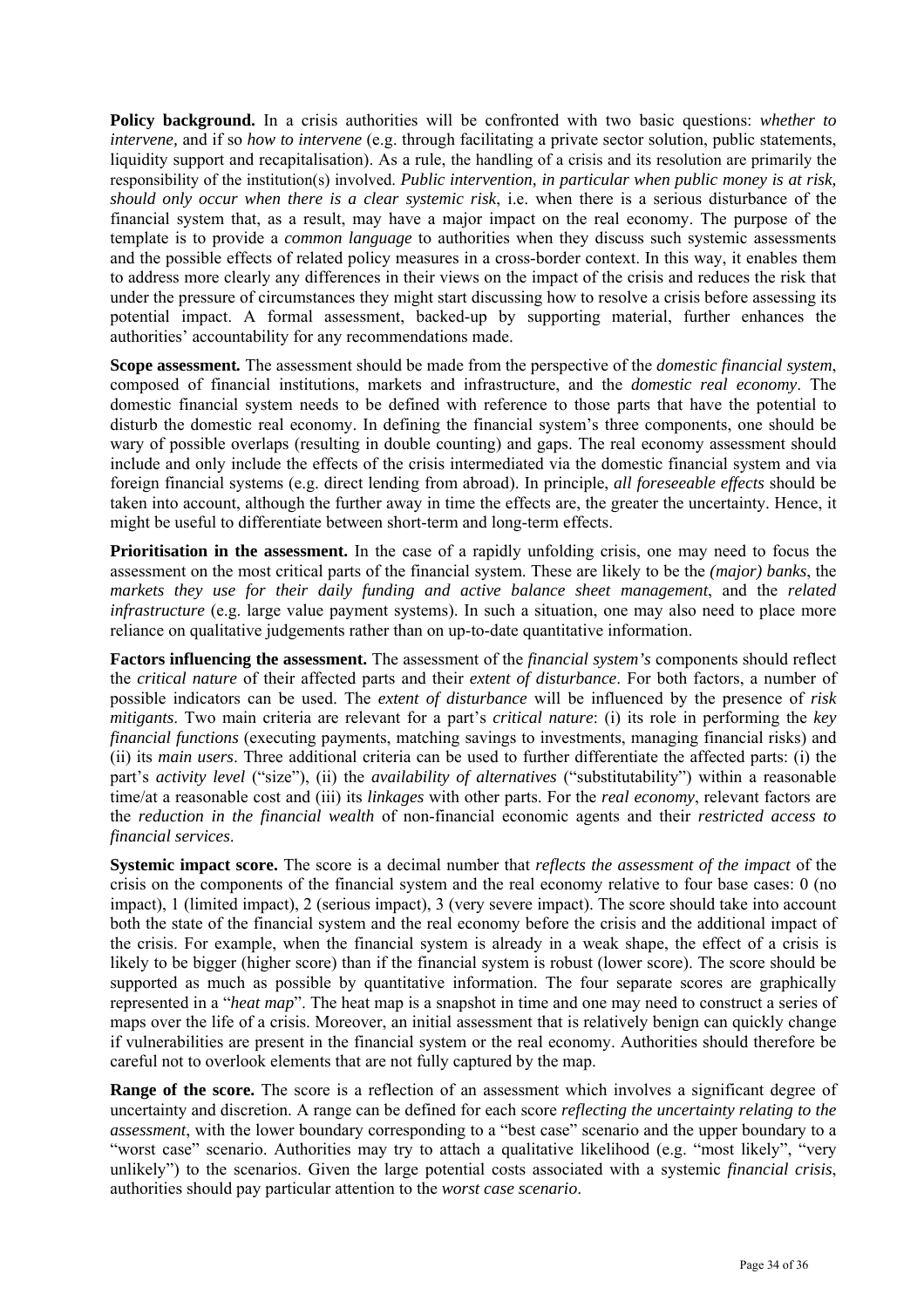**Policy background.** In a crisis authorities will be confronted with two basic questions: *whether to intervene,* and if so *how to intervene* (e.g. through facilitating a private sector solution, public statements, liquidity support and recapitalisation). As a rule, the handling of a crisis and its resolution are primarily the responsibility of the institution(s) involved. *Public intervention, in particular when public money is at risk, should only occur when there is a clear systemic risk*, i.e. when there is a serious disturbance of the financial system that, as a result, may have a major impact on the real economy. The purpose of the template is to provide a *common language* to authorities when they discuss such systemic assessments and the possible effects of related policy measures in a cross-border context. In this way, it enables them to address more clearly any differences in their views on the impact of the crisis and reduces the risk that under the pressure of circumstances they might start discussing how to resolve a crisis before assessing its potential impact. A formal assessment, backed-up by supporting material, further enhances the authorities' accountability for any recommendations made.

**Scope assessment.** The assessment should be made from the perspective of the *domestic financial system*, composed of financial institutions, markets and infrastructure, and the *domestic real economy*. The domestic financial system needs to be defined with reference to those parts that have the potential to disturb the domestic real economy. In defining the financial system's three components, one should be wary of possible overlaps (resulting in double counting) and gaps. The real economy assessment should include and only include the effects of the crisis intermediated via the domestic financial system and via foreign financial systems (e.g. direct lending from abroad). In principle, *all foreseeable effects* should be taken into account, although the further away in time the effects are, the greater the uncertainty. Hence, it might be useful to differentiate between short-term and long-term effects.

**Prioritisation in the assessment.** In the case of a rapidly unfolding crisis, one may need to focus the assessment on the most critical parts of the financial system. These are likely to be the *(major) banks*, the *markets they use for their daily funding and active balance sheet management*, and the *related infrastructure* (e.g. large value payment systems). In such a situation, one may also need to place more reliance on qualitative judgements rather than on up-to-date quantitative information.

**Factors influencing the assessment.** The assessment of the *financial system's* components should reflect the *critical nature* of their affected parts and their *extent of disturbance*. For both factors, a number of possible indicators can be used. The *extent of disturbance* will be influenced by the presence of *risk mitigants*. Two main criteria are relevant for a part's *critical nature*: (i) its role in performing the *key financial functions* (executing payments, matching savings to investments, managing financial risks) and (ii) its *main users*. Three additional criteria can be used to further differentiate the affected parts: (i) the part's *activity level* ("size"), (ii) the *availability of alternatives* ("substitutability") within a reasonable time/at a reasonable cost and (iii) its *linkages* with other parts. For the *real economy*, relevant factors are the *reduction in the financial wealth* of non-financial economic agents and their *restricted access to financial services*.

**Systemic impact score.** The score is a decimal number that *reflects the assessment of the impact* of the crisis on the components of the financial system and the real economy relative to four base cases: 0 (no impact), 1 (limited impact), 2 (serious impact), 3 (very severe impact). The score should take into account both the state of the financial system and the real economy before the crisis and the additional impact of the crisis. For example, when the financial system is already in a weak shape, the effect of a crisis is likely to be bigger (higher score) than if the financial system is robust (lower score). The score should be supported as much as possible by quantitative information. The four separate scores are graphically represented in a "*heat map*". The heat map is a snapshot in time and one may need to construct a series of maps over the life of a crisis. Moreover, an initial assessment that is relatively benign can quickly change if vulnerabilities are present in the financial system or the real economy. Authorities should therefore be careful not to overlook elements that are not fully captured by the map.

**Range of the score.** The score is a reflection of an assessment which involves a significant degree of uncertainty and discretion. A range can be defined for each score *reflecting the uncertainty relating to the assessment*, with the lower boundary corresponding to a "best case" scenario and the upper boundary to a "worst case" scenario. Authorities may try to attach a qualitative likelihood (e.g. "most likely", "very unlikely") to the scenarios. Given the large potential costs associated with a systemic *financial crisis*, authorities should pay particular attention to the *worst case scenario*.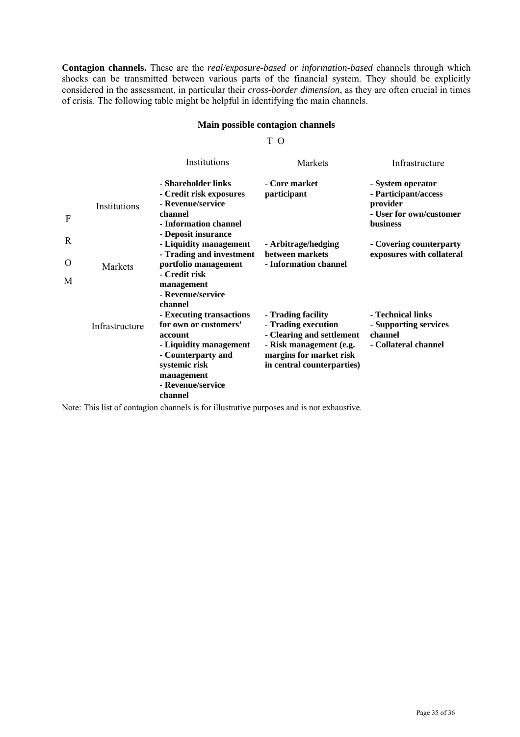**Contagion channels.** These are the *real/exposure-based or information-based* channels through which shocks can be transmitted between various parts of the financial system. They should be explicitly considered in the assessment, in particular their *cross-border dimension*, as they are often crucial in times of crisis. The following table might be helpful in identifying the main channels.

**Main possible contagion channels**

| FROM \ TO | Institutions | Markets | Infrastructure |
|---|---|---|---|
| Institutions | **- Shareholder links**<br>**- Credit risk exposures**<br>**- Revenue/service channel**<br>**- Information channel**<br>**- Deposit insurance** | **- Core market participant** | **- System operator**<br>**- Participant/access provider**<br>**- User for own/customer business** |
| Markets | **- Liquidity management**<br>**- Trading and investment portfolio management**<br>**- Credit risk management**<br>**- Revenue/service channel** | **- Arbitrage/hedging between markets**<br>**- Information channel** | **- Covering counterparty exposures with collateral** |
| Infrastructure | **- Executing transactions for own or customers' account**<br>**- Liquidity management**<br>**- Counterparty and systemic risk management**<br>**- Revenue/service channel** | **- Trading facility**<br>**- Trading execution**<br>**- Clearing and settlement**<br>**- Risk management (e.g. margins for market risk in central counterparties)** | **- Technical links**<br>**- Supporting services channel**<br>**- Collateral channel** |

Note: This list of contagion channels is for illustrative purposes and is not exhaustive.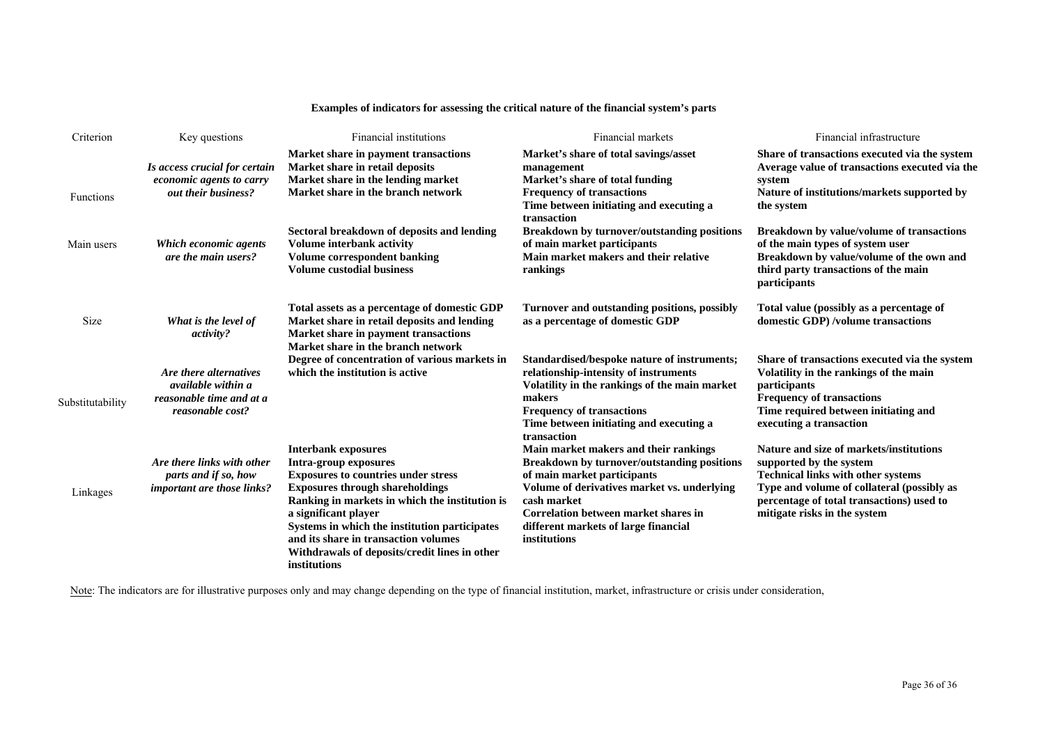**Examples of indicators for assessing the critical nature of the financial system's parts**

| Criterion | Key questions | Financial institutions | Financial markets | Financial infrastructure |
|---|---|---|---|---|
| Functions | ***Is access crucial for certain economic agents to carry out their business?*** | **Market share in payment transactions**<br>**Market share in retail deposits**<br>**Market share in the lending market**<br>**Market share in the branch network** | **Market's share of total savings/asset management**<br>**Market's share of total funding**<br>**Frequency of transactions**<br>**Time between initiating and executing a transaction** | **Share of transactions executed via the system**<br>**Average value of transactions executed via the system**<br>**Nature of institutions/markets supported by the system** |
| Main users | ***Which economic agents are the main users?*** | **Sectoral breakdown of deposits and lending**<br>**Volume interbank activity**<br>**Volume correspondent banking**<br>**Volume custodial business** | **Breakdown by turnover/outstanding positions of main market participants**<br>**Main market makers and their relative rankings** | **Breakdown by value/volume of transactions of the main types of system user**<br>**Breakdown by value/volume of the own and third party transactions of the main participants** |
| Size | ***What is the level of activity?*** | **Total assets as a percentage of domestic GDP**<br>**Market share in retail deposits and lending**<br>**Market share in payment transactions**<br>**Market share in the branch network** | **Turnover and outstanding positions, possibly as a percentage of domestic GDP** | **Total value (possibly as a percentage of domestic GDP) /volume transactions** |
| Substitutability | ***Are there alternatives available within a reasonable time and at a reasonable cost?*** | **Degree of concentration of various markets in which the institution is active** | **Standardised/bespoke nature of instruments; relationship-intensity of instruments**<br>**Volatility in the rankings of the main market makers**<br>**Frequency of transactions**<br>**Time between initiating and executing a transaction** | **Share of transactions executed via the system**<br>**Volatility in the rankings of the main participants**<br>**Frequency of transactions**<br>**Time required between initiating and executing a transaction** |
| Linkages | ***Are there links with other parts and if so, how important are those links?*** | **Interbank exposures**<br>**Intra-group exposures**<br>**Exposures to countries under stress**<br>**Exposures through shareholdings**<br>**Ranking in markets in which the institution is a significant player**<br>**Systems in which the institution participates and its share in transaction volumes**<br>**Withdrawals of deposits/credit lines in other institutions** | **Main market makers and their rankings**<br>**Breakdown by turnover/outstanding positions of main market participants**<br>**Volume of derivatives market vs. underlying cash market**<br>**Correlation between market shares in different markets of large financial institutions** | **Nature and size of markets/institutions supported by the system**<br>**Technical links with other systems**<br>**Type and volume of collateral (possibly as percentage of total transactions) used to mitigate risks in the system** |

Note: The indicators are for illustrative purposes only and may change depending on the type of financial institution, market, infrastructure or crisis under consideration,